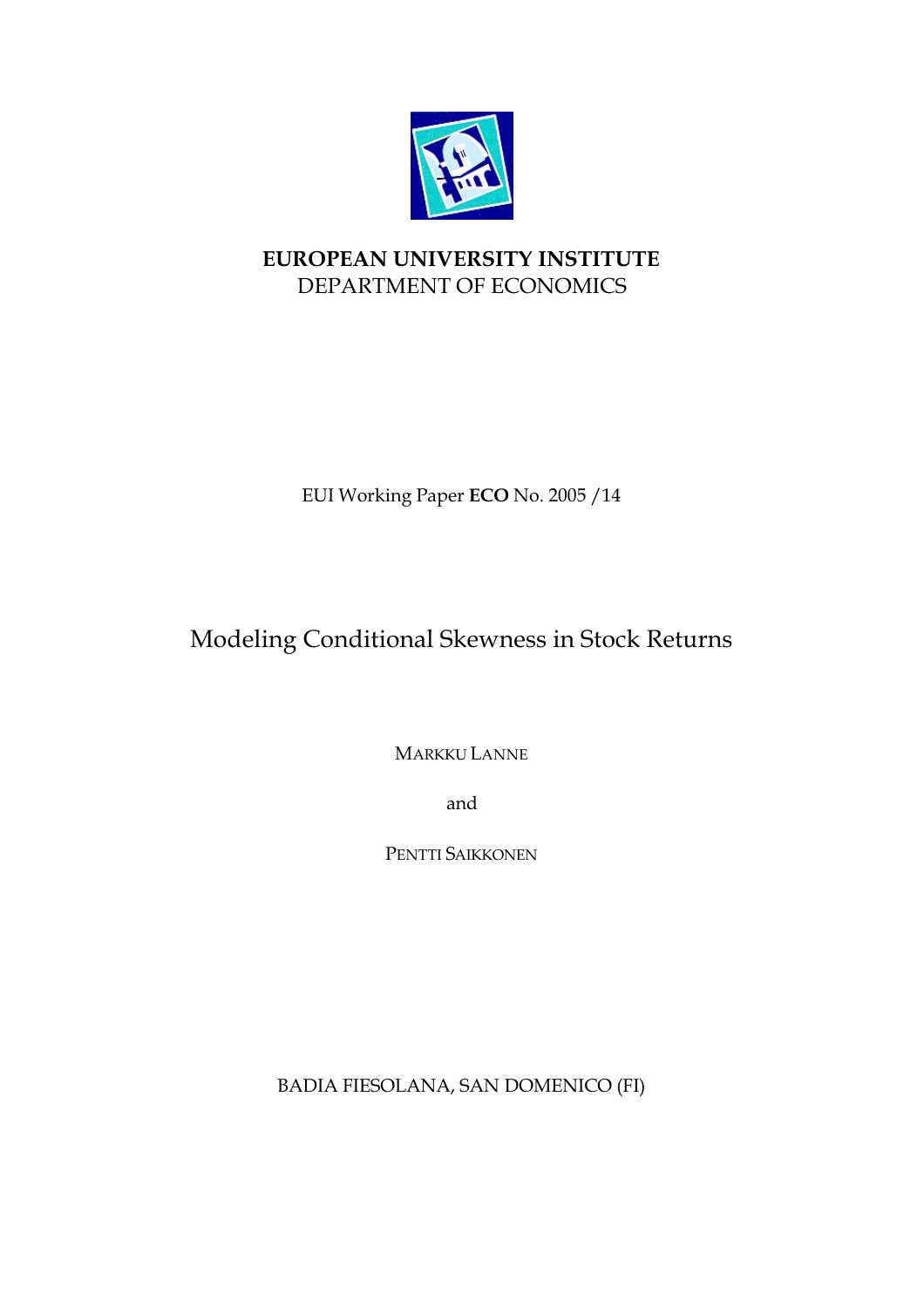**EUROPEAN UNIVERSITY INSTITUTE**
DEPARTMENT OF ECONOMICS

EUI Working Paper **ECO** No. 2005 /14

# Modeling Conditional Skewness in Stock Returns

MARKKU LANNE

and

PENTTI SAIKKONEN

BADIA FIESOLANA, SAN DOMENICO (FI)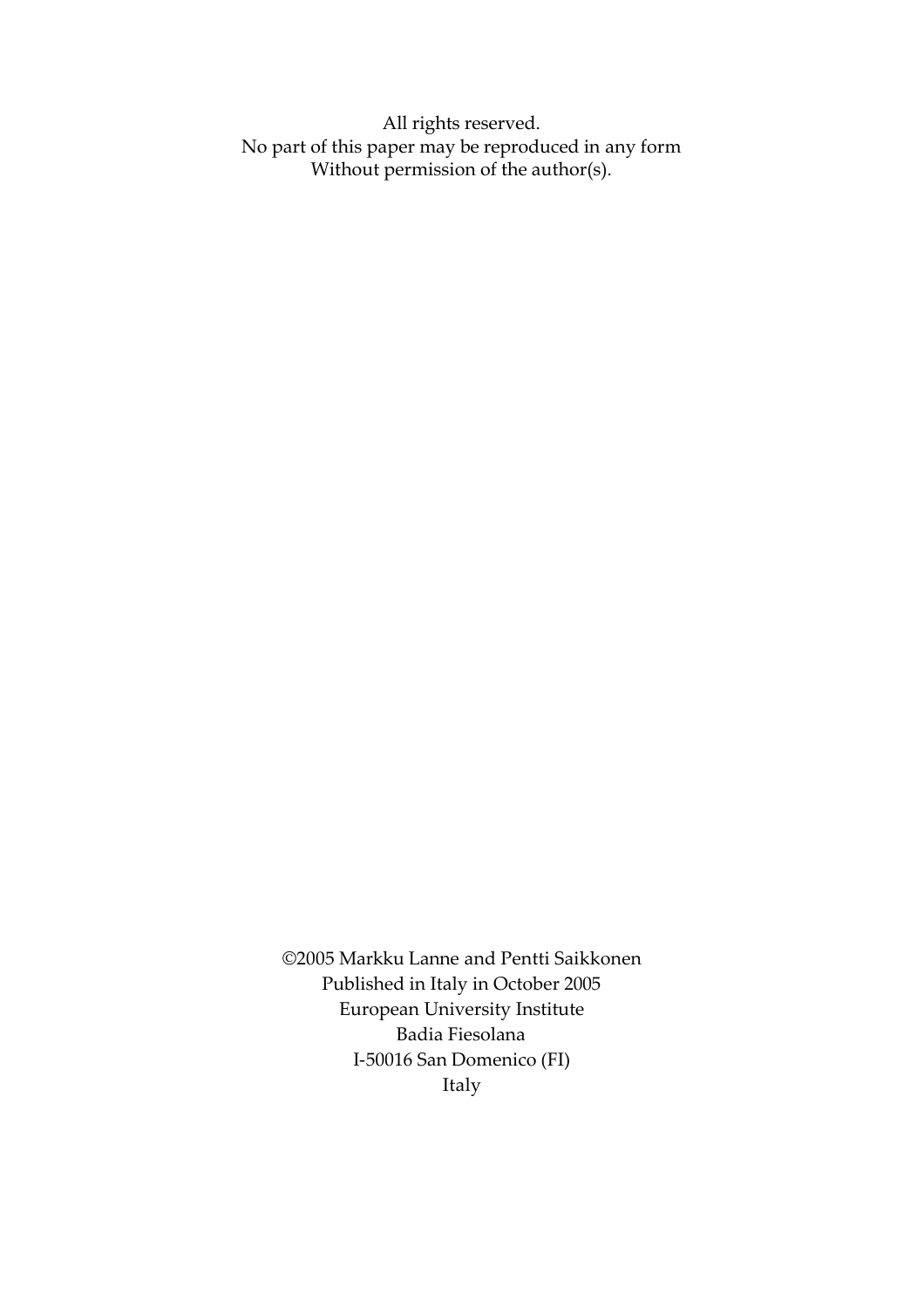All rights reserved.
No part of this paper may be reproduced in any form
Without permission of the author(s).

©2005 Markku Lanne and Pentti Saikkonen
Published in Italy in October 2005
European University Institute
Badia Fiesolana
I-50016 San Domenico (FI)
Italy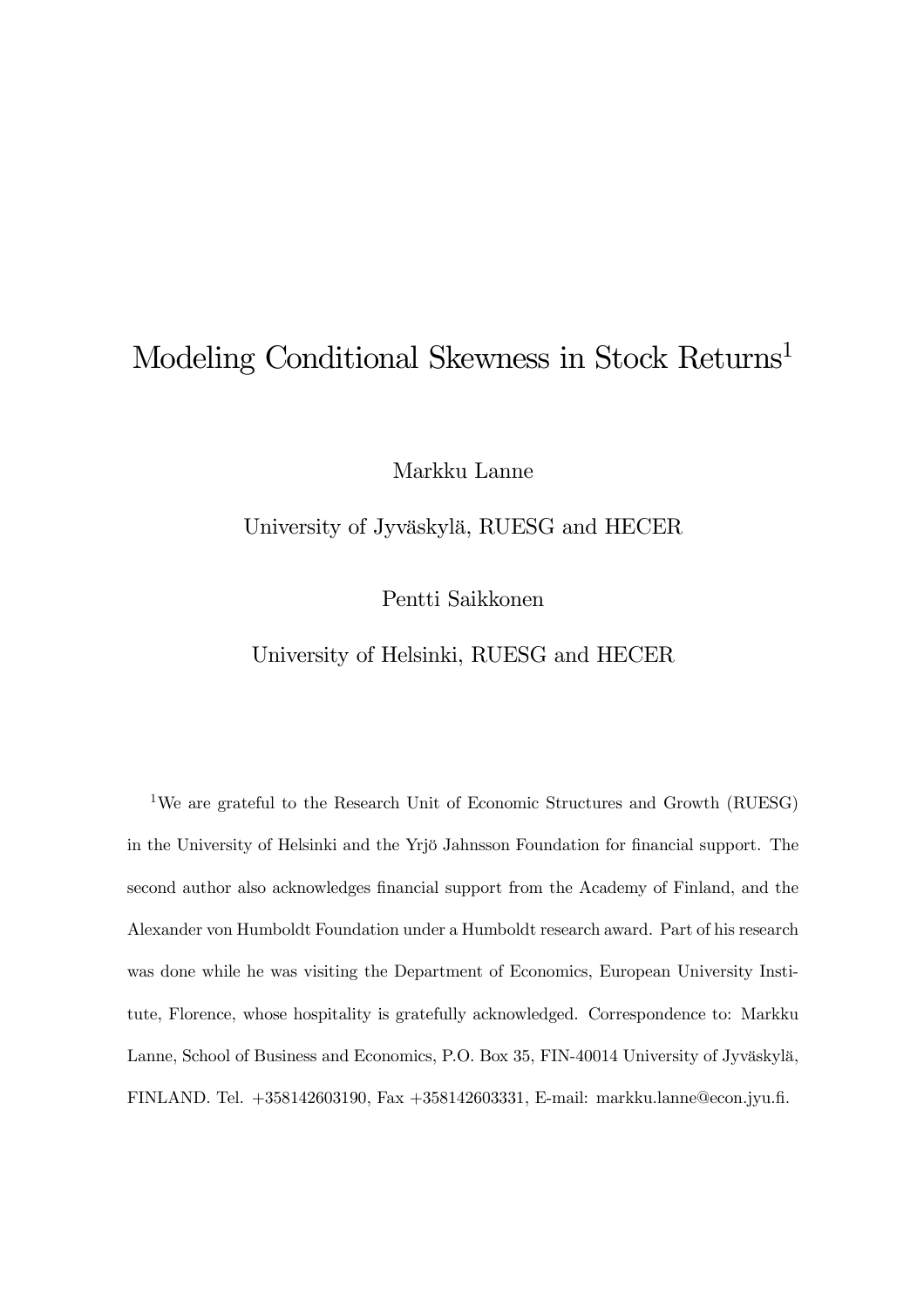# Modeling Conditional Skewness in Stock Returns[1]

Markku Lanne

University of Jyväskylä, RUESG and HECER

Pentti Saikkonen

University of Helsinki, RUESG and HECER

[1]We are grateful to the Research Unit of Economic Structures and Growth (RUESG) in the University of Helsinki and the Yrjö Jahnsson Foundation for financial support. The second author also acknowledges financial support from the Academy of Finland, and the Alexander von Humboldt Foundation under a Humboldt research award. Part of his research was done while he was visiting the Department of Economics, European University Institute, Florence, whose hospitality is gratefully acknowledged. Correspondence to: Markku Lanne, School of Business and Economics, P.O. Box 35, FIN-40014 University of Jyväskylä, FINLAND. Tel. +358142603190, Fax +358142603331, E-mail: markku.lanne@econ.jyu.fi.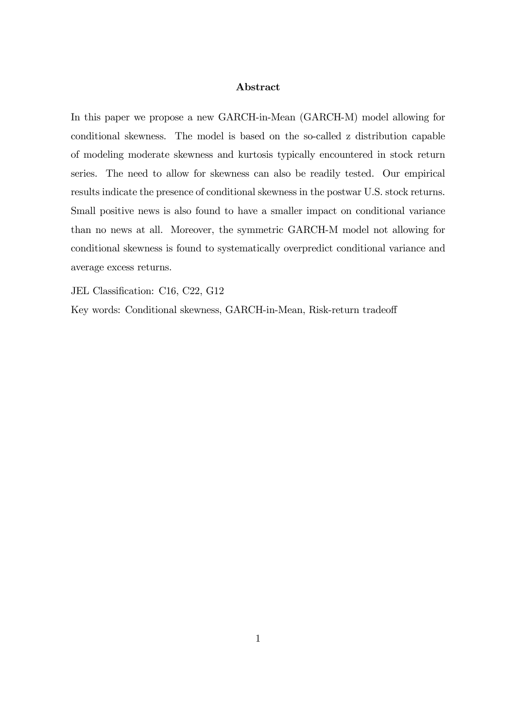## Abstract

In this paper we propose a new GARCH-in-Mean (GARCH-M) model allowing for conditional skewness. The model is based on the so-called z distribution capable of modeling moderate skewness and kurtosis typically encountered in stock return series. The need to allow for skewness can also be readily tested. Our empirical results indicate the presence of conditional skewness in the postwar U.S. stock returns. Small positive news is also found to have a smaller impact on conditional variance than no news at all. Moreover, the symmetric GARCH-M model not allowing for conditional skewness is found to systematically overpredict conditional variance and average excess returns.

JEL Classification: C16, C22, G12

Key words: Conditional skewness, GARCH-in-Mean, Risk-return tradeoff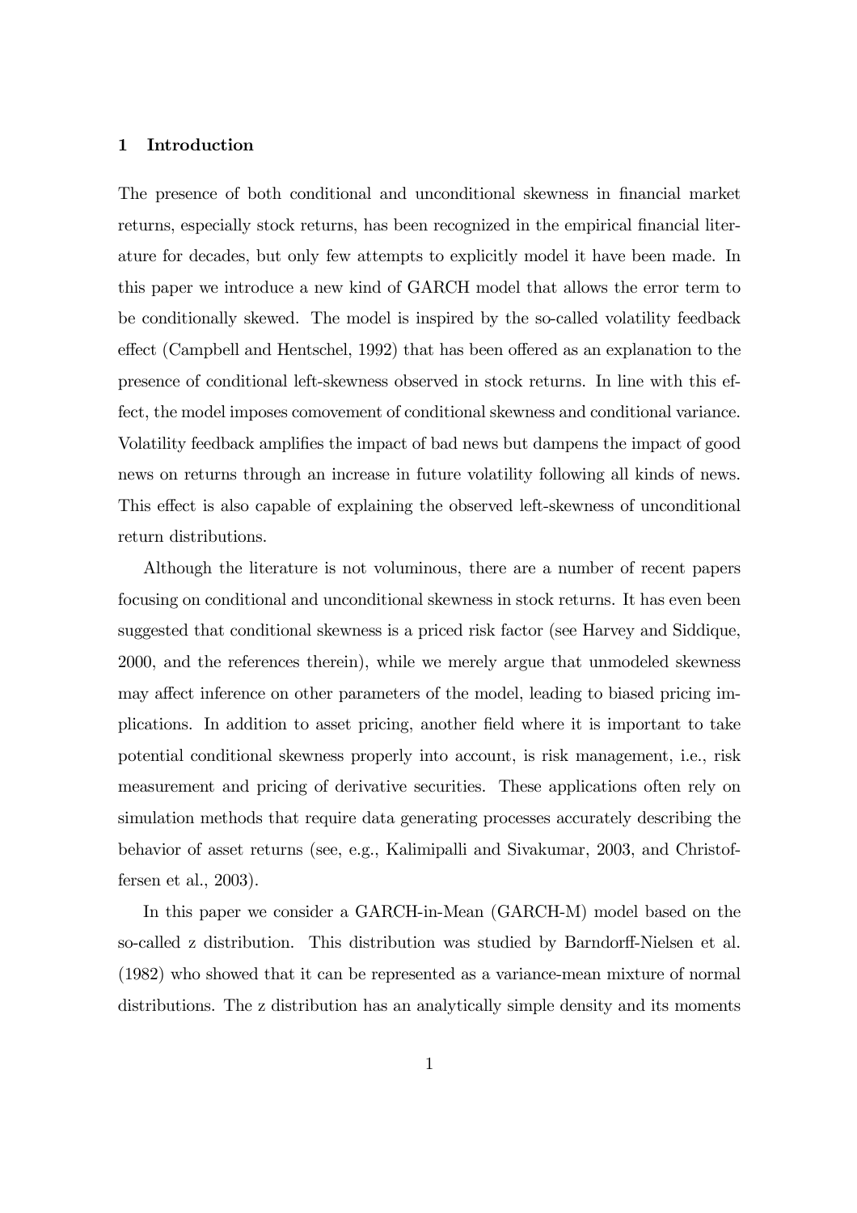## 1 Introduction

The presence of both conditional and unconditional skewness in financial market returns, especially stock returns, has been recognized in the empirical financial literature for decades, but only few attempts to explicitly model it have been made. In this paper we introduce a new kind of GARCH model that allows the error term to be conditionally skewed. The model is inspired by the so-called volatility feedback effect (Campbell and Hentschel, 1992) that has been offered as an explanation to the presence of conditional left-skewness observed in stock returns. In line with this effect, the model imposes comovement of conditional skewness and conditional variance. Volatility feedback amplifies the impact of bad news but dampens the impact of good news on returns through an increase in future volatility following all kinds of news. This effect is also capable of explaining the observed left-skewness of unconditional return distributions.

Although the literature is not voluminous, there are a number of recent papers focusing on conditional and unconditional skewness in stock returns. It has even been suggested that conditional skewness is a priced risk factor (see Harvey and Siddique, 2000, and the references therein), while we merely argue that unmodeled skewness may affect inference on other parameters of the model, leading to biased pricing implications. In addition to asset pricing, another field where it is important to take potential conditional skewness properly into account, is risk management, i.e., risk measurement and pricing of derivative securities. These applications often rely on simulation methods that require data generating processes accurately describing the behavior of asset returns (see, e.g., Kalimipalli and Sivakumar, 2003, and Christoffersen et al., 2003).

In this paper we consider a GARCH-in-Mean (GARCH-M) model based on the so-called z distribution. This distribution was studied by Barndorff-Nielsen et al. (1982) who showed that it can be represented as a variance-mean mixture of normal distributions. The z distribution has an analytically simple density and its moments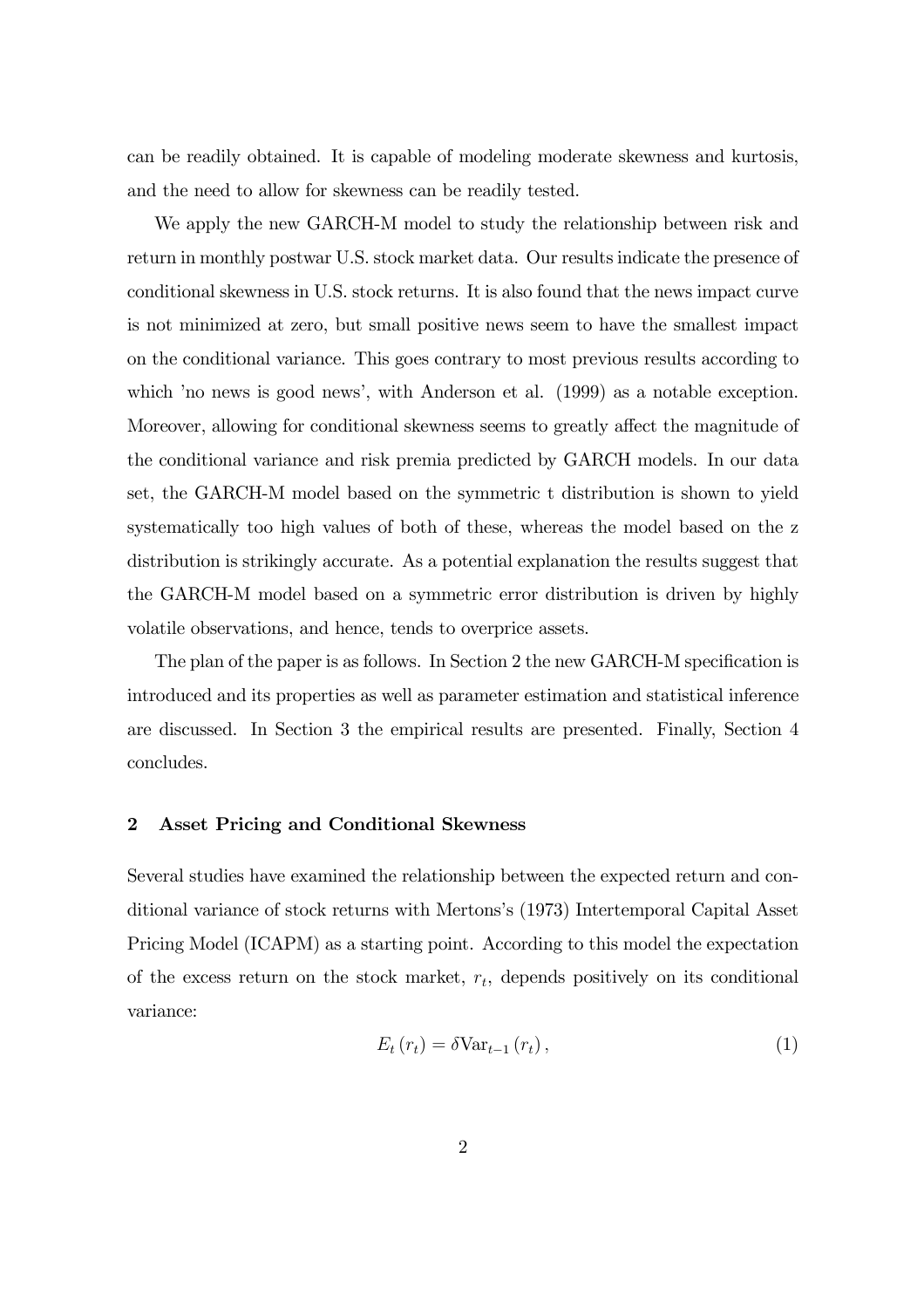can be readily obtained. It is capable of modeling moderate skewness and kurtosis, and the need to allow for skewness can be readily tested.

We apply the new GARCH-M model to study the relationship between risk and return in monthly postwar U.S. stock market data. Our results indicate the presence of conditional skewness in U.S. stock returns. It is also found that the news impact curve is not minimized at zero, but small positive news seem to have the smallest impact on the conditional variance. This goes contrary to most previous results according to which 'no news is good news', with Anderson et al. (1999) as a notable exception. Moreover, allowing for conditional skewness seems to greatly affect the magnitude of the conditional variance and risk premia predicted by GARCH models. In our data set, the GARCH-M model based on the symmetric t distribution is shown to yield systematically too high values of both of these, whereas the model based on the z distribution is strikingly accurate. As a potential explanation the results suggest that the GARCH-M model based on a symmetric error distribution is driven by highly volatile observations, and hence, tends to overprice assets.

The plan of the paper is as follows. In Section 2 the new GARCH-M specification is introduced and its properties as well as parameter estimation and statistical inference are discussed. In Section 3 the empirical results are presented. Finally, Section 4 concludes.

## 2 Asset Pricing and Conditional Skewness

Several studies have examined the relationship between the expected return and conditional variance of stock returns with Mertons's (1973) Intertemporal Capital Asset Pricing Model (ICAPM) as a starting point. According to this model the expectation of the excess return on the stock market, $r_t$, depends positively on its conditional variance:

$$E_t(r_t) = \delta \text{Var}_{t-1}(r_t), \tag{1}$$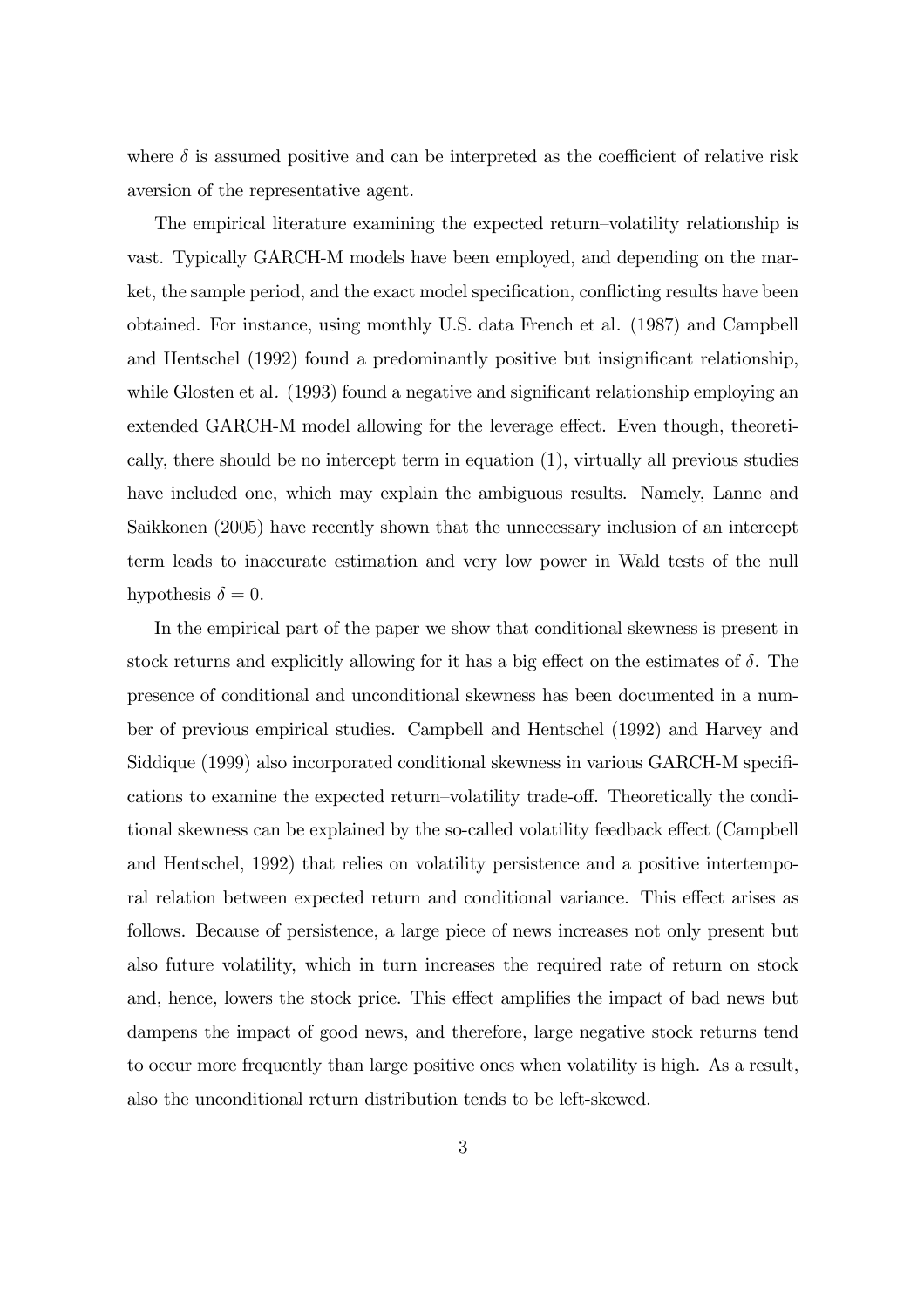where $\delta$ is assumed positive and can be interpreted as the coefficient of relative risk aversion of the representative agent.

The empirical literature examining the expected return–volatility relationship is vast. Typically GARCH-M models have been employed, and depending on the market, the sample period, and the exact model specification, conflicting results have been obtained. For instance, using monthly U.S. data French et al. (1987) and Campbell and Hentschel (1992) found a predominantly positive but insignificant relationship, while Glosten et al. (1993) found a negative and significant relationship employing an extended GARCH-M model allowing for the leverage effect. Even though, theoretically, there should be no intercept term in equation (1), virtually all previous studies have included one, which may explain the ambiguous results. Namely, Lanne and Saikkonen (2005) have recently shown that the unnecessary inclusion of an intercept term leads to inaccurate estimation and very low power in Wald tests of the null hypothesis $\delta = 0$.

In the empirical part of the paper we show that conditional skewness is present in stock returns and explicitly allowing for it has a big effect on the estimates of $\delta$. The presence of conditional and unconditional skewness has been documented in a number of previous empirical studies. Campbell and Hentschel (1992) and Harvey and Siddique (1999) also incorporated conditional skewness in various GARCH-M specifications to examine the expected return–volatility trade-off. Theoretically the conditional skewness can be explained by the so-called volatility feedback effect (Campbell and Hentschel, 1992) that relies on volatility persistence and a positive intertemporal relation between expected return and conditional variance. This effect arises as follows. Because of persistence, a large piece of news increases not only present but also future volatility, which in turn increases the required rate of return on stock and, hence, lowers the stock price. This effect amplifies the impact of bad news but dampens the impact of good news, and therefore, large negative stock returns tend to occur more frequently than large positive ones when volatility is high. As a result, also the unconditional return distribution tends to be left-skewed.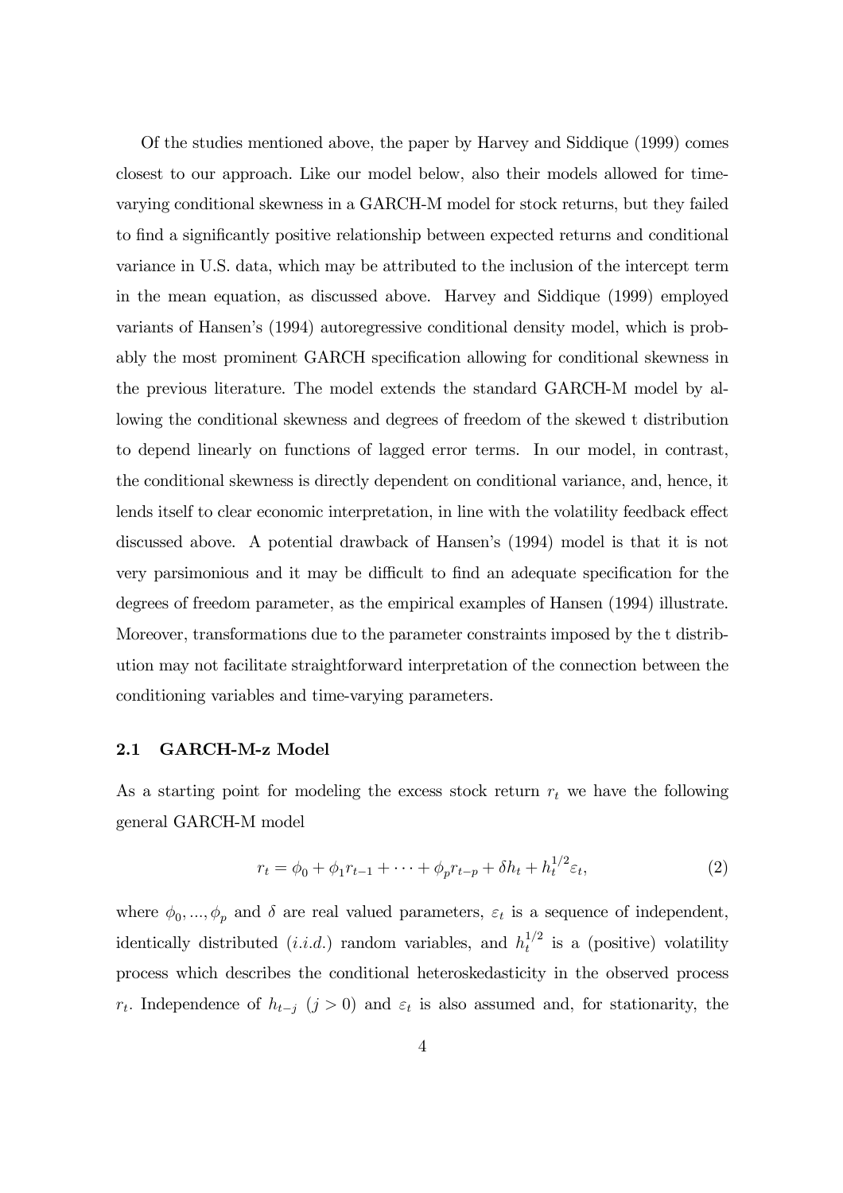Of the studies mentioned above, the paper by Harvey and Siddique (1999) comes closest to our approach. Like our model below, also their models allowed for time-varying conditional skewness in a GARCH-M model for stock returns, but they failed to find a significantly positive relationship between expected returns and conditional variance in U.S. data, which may be attributed to the inclusion of the intercept term in the mean equation, as discussed above. Harvey and Siddique (1999) employed variants of Hansen's (1994) autoregressive conditional density model, which is probably the most prominent GARCH specification allowing for conditional skewness in the previous literature. The model extends the standard GARCH-M model by allowing the conditional skewness and degrees of freedom of the skewed t distribution to depend linearly on functions of lagged error terms. In our model, in contrast, the conditional skewness is directly dependent on conditional variance, and, hence, it lends itself to clear economic interpretation, in line with the volatility feedback effect discussed above. A potential drawback of Hansen's (1994) model is that it is not very parsimonious and it may be difficult to find an adequate specification for the degrees of freedom parameter, as the empirical examples of Hansen (1994) illustrate. Moreover, transformations due to the parameter constraints imposed by the t distribution may not facilitate straightforward interpretation of the connection between the conditioning variables and time-varying parameters.

### 2.1 GARCH-M-z Model

As a starting point for modeling the excess stock return $r_t$ we have the following general GARCH-M model

$$r_t = \phi_0 + \phi_1 r_{t-1} + \cdots + \phi_p r_{t-p} + \delta h_t + h_t^{1/2} \varepsilon_t, \tag{2}$$

where $\phi_0, ..., \phi_p$ and $\delta$ are real valued parameters, $\varepsilon_t$ is a sequence of independent, identically distributed (*i.i.d.*) random variables, and $h_t^{1/2}$ is a (positive) volatility process which describes the conditional heteroskedasticity in the observed process $r_t$. Independence of $h_{t-j}$ $(j > 0)$ and $\varepsilon_t$ is also assumed and, for stationarity, the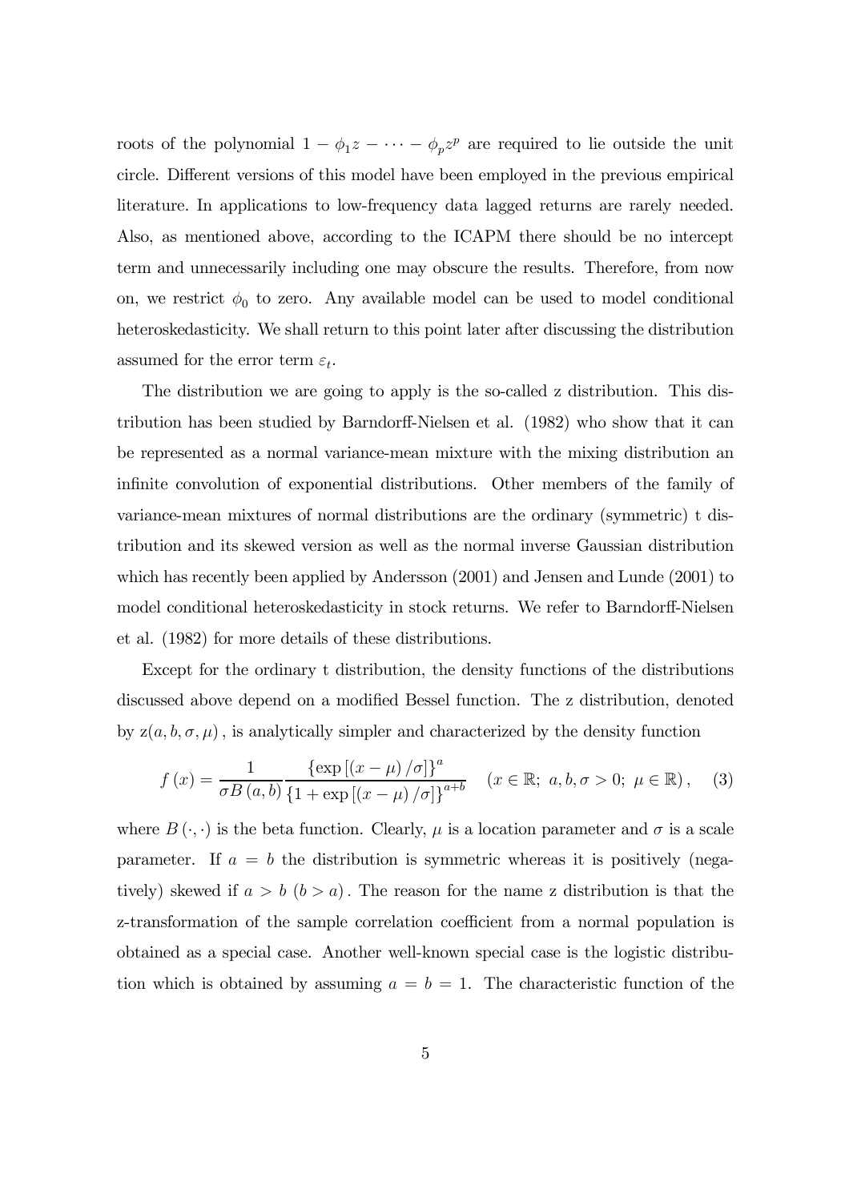roots of the polynomial $1 - \phi_1 z - \cdots - \phi_p z^p$ are required to lie outside the unit circle. Different versions of this model have been employed in the previous empirical literature. In applications to low-frequency data lagged returns are rarely needed. Also, as mentioned above, according to the ICAPM there should be no intercept term and unnecessarily including one may obscure the results. Therefore, from now on, we restrict $\phi_0$ to zero. Any available model can be used to model conditional heteroskedasticity. We shall return to this point later after discussing the distribution assumed for the error term $\varepsilon_t$.

The distribution we are going to apply is the so-called z distribution. This distribution has been studied by Barndorff-Nielsen et al. (1982) who show that it can be represented as a normal variance-mean mixture with the mixing distribution an infinite convolution of exponential distributions. Other members of the family of variance-mean mixtures of normal distributions are the ordinary (symmetric) t distribution and its skewed version as well as the normal inverse Gaussian distribution which has recently been applied by Andersson (2001) and Jensen and Lunde (2001) to model conditional heteroskedasticity in stock returns. We refer to Barndorff-Nielsen et al. (1982) for more details of these distributions.

Except for the ordinary t distribution, the density functions of the distributions discussed above depend on a modified Bessel function. The z distribution, denoted by $\mathrm{z}(a, b, \sigma, \mu)$, is analytically simpler and characterized by the density function

$$f(x) = \frac{1}{\sigma B(a, b)} \frac{\{\exp[(x - \mu)/\sigma]\}^a}{\{1 + \exp[(x - \mu)/\sigma]\}^{a+b}} \quad (x \in \mathbb{R};\ a, b, \sigma > 0;\ \mu \in \mathbb{R}), \qquad (3)$$

where $B(\cdot, \cdot)$ is the beta function. Clearly, $\mu$ is a location parameter and $\sigma$ is a scale parameter. If $a = b$ the distribution is symmetric whereas it is positively (negatively) skewed if $a > b$ $(b > a)$. The reason for the name z distribution is that the z-transformation of the sample correlation coefficient from a normal population is obtained as a special case. Another well-known special case is the logistic distribution which is obtained by assuming $a = b = 1$. The characteristic function of the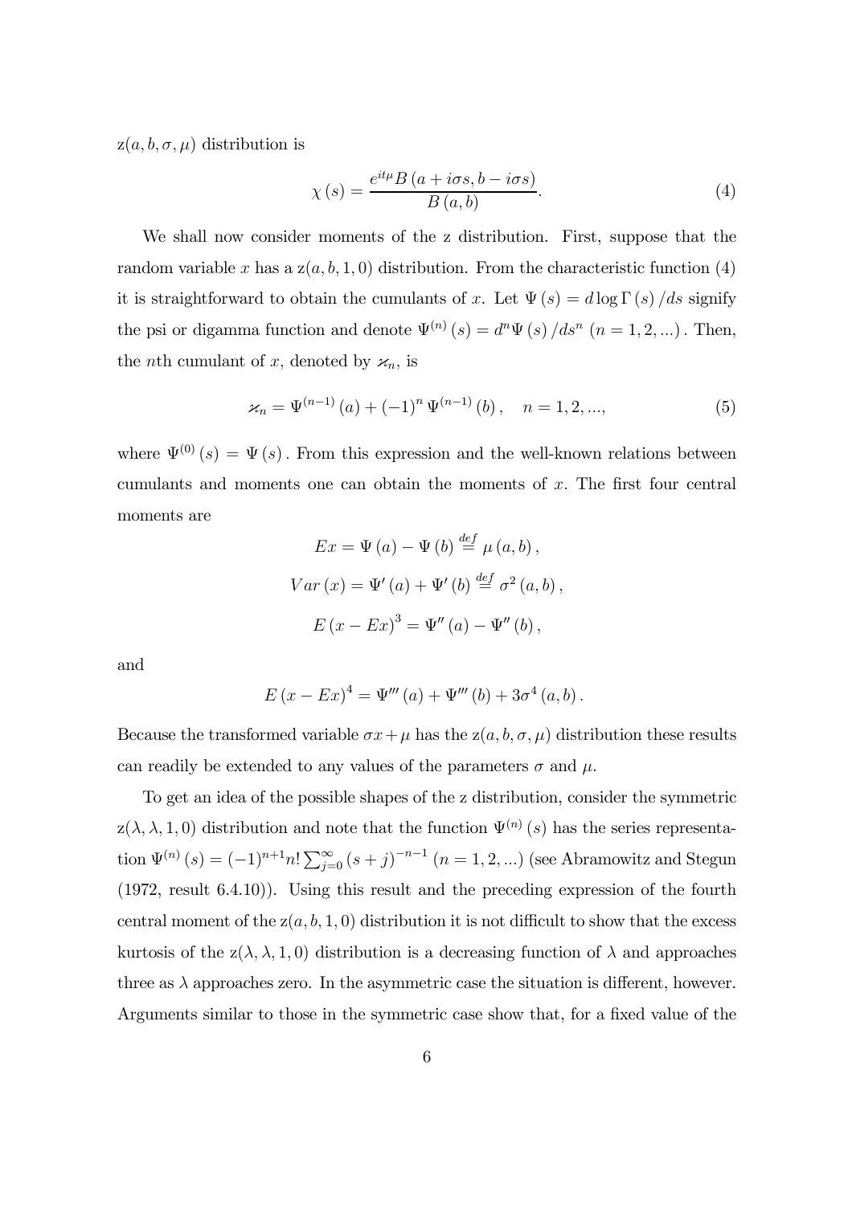$\mathrm{z}(a, b, \sigma, \mu)$ distribution is

$$\chi(s) = \frac{e^{it\mu} B(a + i\sigma s, b - i\sigma s)}{B(a, b)}. \tag{4}$$

We shall now consider moments of the z distribution. First, suppose that the random variable $x$ has a $\mathrm{z}(a, b, 1, 0)$ distribution. From the characteristic function (4) it is straightforward to obtain the cumulants of $x$. Let $\Psi(s) = d \log \Gamma(s) / ds$ signify the psi or digamma function and denote $\Psi^{(n)}(s) = d^n \Psi(s) / ds^n$ $(n = 1, 2, ...)$. Then, the $n$th cumulant of $x$, denoted by $\varkappa_n$, is

$$\varkappa_n = \Psi^{(n-1)}(a) + (-1)^n \Psi^{(n-1)}(b), \quad n = 1, 2, ..., \tag{5}$$

where $\Psi^{(0)}(s) = \Psi(s)$. From this expression and the well-known relations between cumulants and moments one can obtain the moments of $x$. The first four central moments are

$$Ex = \Psi(a) - \Psi(b) \stackrel{def}{=} \mu(a, b),$$

$$Var(x) = \Psi'(a) + \Psi'(b) \stackrel{def}{=} \sigma^2(a, b),$$

$$E(x - Ex)^3 = \Psi''(a) - \Psi''(b),$$

and

$$E(x - Ex)^4 = \Psi'''(a) + \Psi'''(b) + 3\sigma^4(a, b).$$

Because the transformed variable $\sigma x + \mu$ has the $\mathrm{z}(a, b, \sigma, \mu)$ distribution these results can readily be extended to any values of the parameters $\sigma$ and $\mu$.

To get an idea of the possible shapes of the z distribution, consider the symmetric $\mathrm{z}(\lambda, \lambda, 1, 0)$ distribution and note that the function $\Psi^{(n)}(s)$ has the series representation $\Psi^{(n)}(s) = (-1)^{n+1} n! \sum_{j=0}^{\infty} (s + j)^{-n-1}$ $(n = 1, 2, ...)$ (see Abramowitz and Stegun (1972, result 6.4.10)). Using this result and the preceding expression of the fourth central moment of the $\mathrm{z}(a, b, 1, 0)$ distribution it is not difficult to show that the excess kurtosis of the $\mathrm{z}(\lambda, \lambda, 1, 0)$ distribution is a decreasing function of $\lambda$ and approaches three as $\lambda$ approaches zero. In the asymmetric case the situation is different, however. Arguments similar to those in the symmetric case show that, for a fixed value of the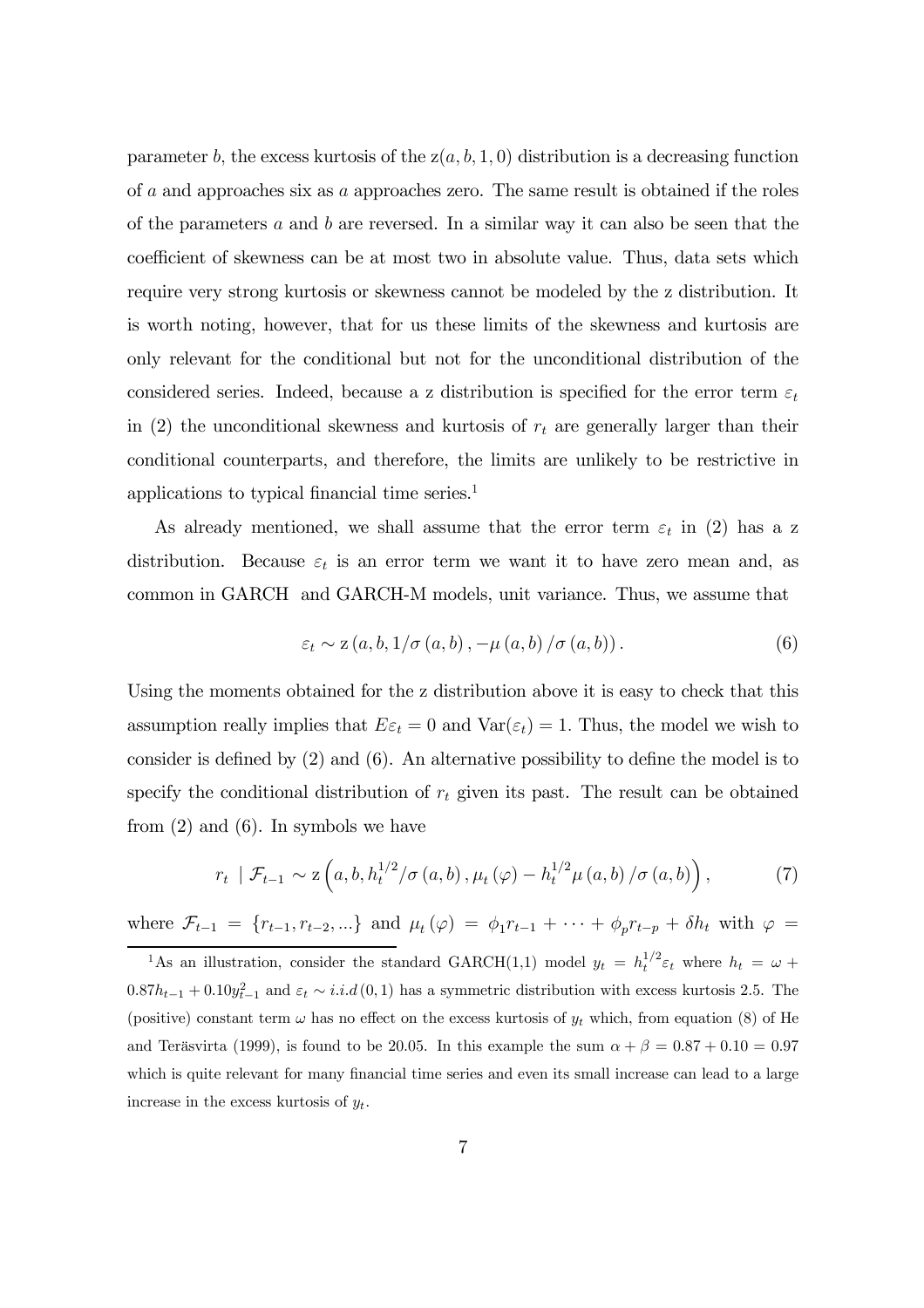parameter $b$, the excess kurtosis of the $\mathrm{z}(a, b, 1, 0)$ distribution is a decreasing function of $a$ and approaches six as $a$ approaches zero. The same result is obtained if the roles of the parameters $a$ and $b$ are reversed. In a similar way it can also be seen that the coefficient of skewness can be at most two in absolute value. Thus, data sets which require very strong kurtosis or skewness cannot be modeled by the z distribution. It is worth noting, however, that for us these limits of the skewness and kurtosis are only relevant for the conditional but not for the unconditional distribution of the considered series. Indeed, because a z distribution is specified for the error term $\varepsilon_t$ in (2) the unconditional skewness and kurtosis of $r_t$ are generally larger than their conditional counterparts, and therefore, the limits are unlikely to be restrictive in applications to typical financial time series.[1]

As already mentioned, we shall assume that the error term $\varepsilon_t$ in (2) has a z distribution. Because $\varepsilon_t$ is an error term we want it to have zero mean and, as common in GARCH and GARCH-M models, unit variance. Thus, we assume that

$$\varepsilon_t \sim \mathrm{z}\left(a, b, 1/\sigma\left(a, b\right), -\mu\left(a, b\right)/\sigma\left(a, b\right)\right). \tag{6}$$

Using the moments obtained for the z distribution above it is easy to check that this assumption really implies that $E\varepsilon_t = 0$ and $\mathrm{Var}(\varepsilon_t) = 1$. Thus, the model we wish to consider is defined by (2) and (6). An alternative possibility to define the model is to specify the conditional distribution of $r_t$ given its past. The result can be obtained from (2) and (6). In symbols we have

$$r_t \mid \mathcal{F}_{t-1} \sim \mathrm{z}\left(a, b, h_t^{1/2}/\sigma\left(a, b\right), \mu_t\left(\varphi\right) - h_t^{1/2}\mu\left(a, b\right)/\sigma\left(a, b\right)\right), \tag{7}$$

where $\mathcal{F}_{t-1} = \{r_{t-1}, r_{t-2}, ...\}$ and $\mu_t\left(\varphi\right) = \phi_1 r_{t-1} + \cdots + \phi_p r_{t-p} + \delta h_t$ with $\varphi =$

[1] As an illustration, consider the standard GARCH(1,1) model $y_t = h_t^{1/2}\varepsilon_t$ where $h_t = \omega + 0.87h_{t-1} + 0.10y_{t-1}^2$ and $\varepsilon_t \sim i.i.d\,(0,1)$ has a symmetric distribution with excess kurtosis 2.5. The (positive) constant term $\omega$ has no effect on the excess kurtosis of $y_t$ which, from equation (8) of He and Teräsvirta (1999), is found to be 20.05. In this example the sum $\alpha + \beta = 0.87 + 0.10 = 0.97$ which is quite relevant for many financial time series and even its small increase can lead to a large increase in the excess kurtosis of $y_t$.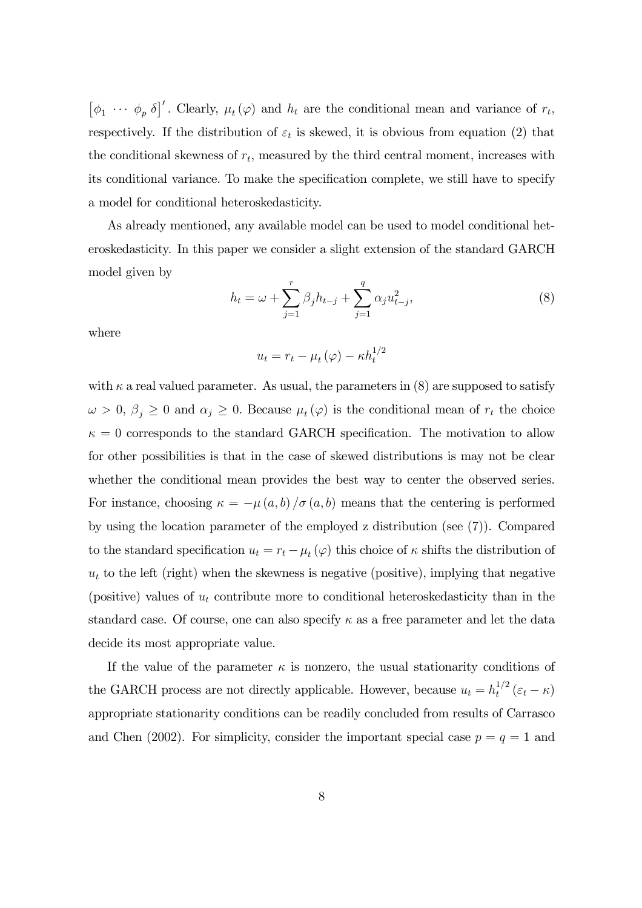$\left[\phi_1 \ \cdots \ \phi_p \ \delta\right]'$. Clearly, $\mu_t(\varphi)$ and $h_t$ are the conditional mean and variance of $r_t$, respectively. If the distribution of $\varepsilon_t$ is skewed, it is obvious from equation (2) that the conditional skewness of $r_t$, measured by the third central moment, increases with its conditional variance. To make the specification complete, we still have to specify a model for conditional heteroskedasticity.

As already mentioned, any available model can be used to model conditional heteroskedasticity. In this paper we consider a slight extension of the standard GARCH model given by

$$h_t = \omega + \sum_{j=1}^{r} \beta_j h_{t-j} + \sum_{j=1}^{q} \alpha_j u_{t-j}^2, \tag{8}$$

where

$$u_t = r_t - \mu_t(\varphi) - \kappa h_t^{1/2}$$

with $\kappa$ a real valued parameter. As usual, the parameters in (8) are supposed to satisfy $\omega > 0$, $\beta_j \geq 0$ and $\alpha_j \geq 0$. Because $\mu_t(\varphi)$ is the conditional mean of $r_t$ the choice $\kappa = 0$ corresponds to the standard GARCH specification. The motivation to allow for other possibilities is that in the case of skewed distributions is may not be clear whether the conditional mean provides the best way to center the observed series. For instance, choosing $\kappa = -\mu(a,b)/\sigma(a,b)$ means that the centering is performed by using the location parameter of the employed z distribution (see (7)). Compared to the standard specification $u_t = r_t - \mu_t(\varphi)$ this choice of $\kappa$ shifts the distribution of $u_t$ to the left (right) when the skewness is negative (positive), implying that negative (positive) values of $u_t$ contribute more to conditional heteroskedasticity than in the standard case. Of course, one can also specify $\kappa$ as a free parameter and let the data decide its most appropriate value.

If the value of the parameter $\kappa$ is nonzero, the usual stationarity conditions of the GARCH process are not directly applicable. However, because $u_t = h_t^{1/2}(\varepsilon_t - \kappa)$ appropriate stationarity conditions can be readily concluded from results of Carrasco and Chen (2002). For simplicity, consider the important special case $p = q = 1$ and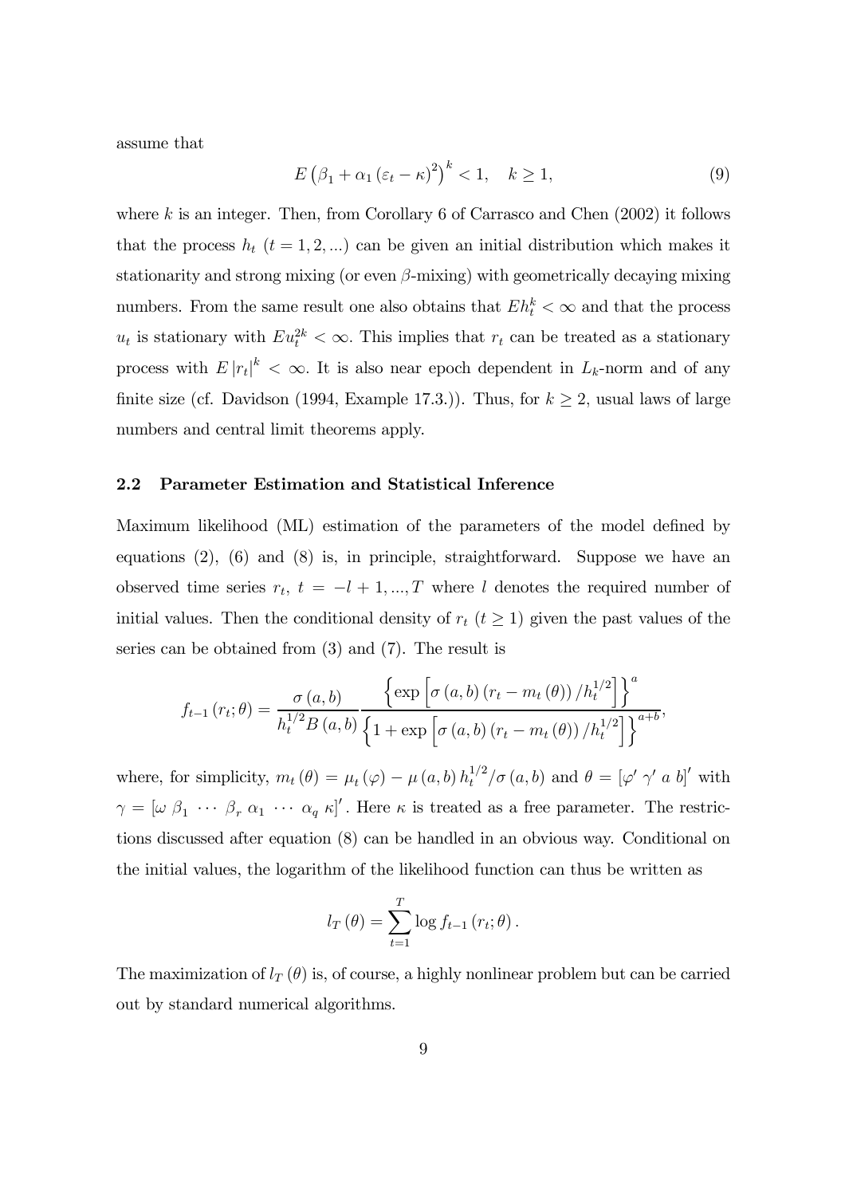assume that

$$E\left(\beta_1 + \alpha_1 \left(\varepsilon_t - \kappa\right)^2\right)^k < 1, \quad k \geq 1, \tag{9}$$

where $k$ is an integer. Then, from Corollary 6 of Carrasco and Chen (2002) it follows that the process $h_t$ $(t = 1, 2, ...)$ can be given an initial distribution which makes it stationarity and strong mixing (or even $\beta$-mixing) with geometrically decaying mixing numbers. From the same result one also obtains that $Eh_t^k < \infty$ and that the process $u_t$ is stationary with $Eu_t^{2k} < \infty$. This implies that $r_t$ can be treated as a stationary process with $E\left|r_t\right|^k < \infty$. It is also near epoch dependent in $L_k$-norm and of any finite size (cf. Davidson (1994, Example 17.3.)). Thus, for $k \geq 2$, usual laws of large numbers and central limit theorems apply.

### 2.2 Parameter Estimation and Statistical Inference

Maximum likelihood (ML) estimation of the parameters of the model defined by equations (2), (6) and (8) is, in principle, straightforward. Suppose we have an observed time series $r_t$, $t = -l+1, ..., T$ where $l$ denotes the required number of initial values. Then the conditional density of $r_t$ $(t \geq 1)$ given the past values of the series can be obtained from (3) and (7). The result is

$$f_{t-1}\left(r_t; \theta\right) = \frac{\sigma\left(a, b\right)}{h_t^{1/2} B\left(a, b\right)} \frac{\left\{\exp\left[\sigma\left(a, b\right)\left(r_t - m_t\left(\theta\right)\right)/h_t^{1/2}\right]\right\}^a}{\left\{1 + \exp\left[\sigma\left(a, b\right)\left(r_t - m_t\left(\theta\right)\right)/h_t^{1/2}\right]\right\}^{a+b}},$$

where, for simplicity, $m_t\left(\theta\right) = \mu_t\left(\varphi\right) - \mu\left(a, b\right) h_t^{1/2}/\sigma\left(a, b\right)$ and $\theta = \left[\varphi' \ \gamma' \ a \ b\right]'$ with $\gamma = \left[\omega \ \beta_1 \ \cdots \ \beta_r \ \alpha_1 \ \cdots \ \alpha_q \ \kappa\right]'$. Here $\kappa$ is treated as a free parameter. The restrictions discussed after equation (8) can be handled in an obvious way. Conditional on the initial values, the logarithm of the likelihood function can thus be written as

$$l_T\left(\theta\right) = \sum_{t=1}^{T} \log f_{t-1}\left(r_t; \theta\right).$$

The maximization of $l_T\left(\theta\right)$ is, of course, a highly nonlinear problem but can be carried out by standard numerical algorithms.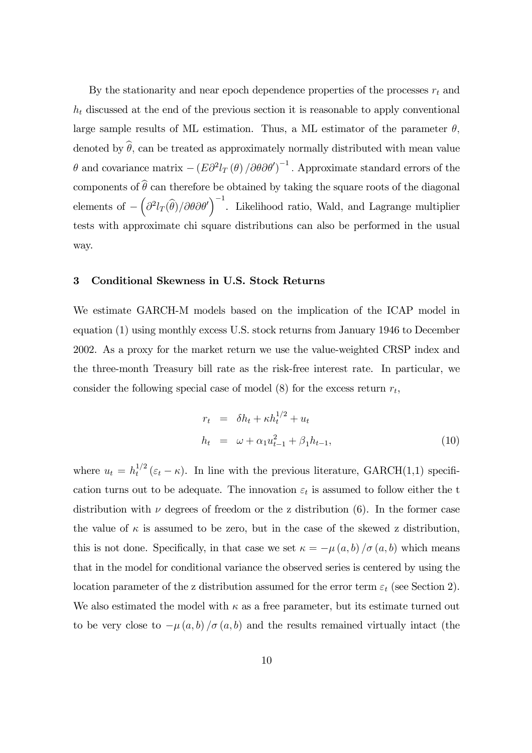By the stationarity and near epoch dependence properties of the processes $r_t$ and $h_t$ discussed at the end of the previous section it is reasonable to apply conventional large sample results of ML estimation. Thus, a ML estimator of the parameter $\theta$, denoted by $\widehat{\theta}$, can be treated as approximately normally distributed with mean value $\theta$ and covariance matrix $-\left(E\partial^2 l_T(\theta)/\partial\theta\partial\theta'\right)^{-1}$. Approximate standard errors of the components of $\widehat{\theta}$ can therefore be obtained by taking the square roots of the diagonal elements of $-\left(\partial^2 l_T(\widehat{\theta})/\partial\theta\partial\theta'\right)^{-1}$. Likelihood ratio, Wald, and Lagrange multiplier tests with approximate chi square distributions can also be performed in the usual way.

## 3 Conditional Skewness in U.S. Stock Returns

We estimate GARCH-M models based on the implication of the ICAP model in equation (1) using monthly excess U.S. stock returns from January 1946 to December 2002. As a proxy for the market return we use the value-weighted CRSP index and the three-month Treasury bill rate as the risk-free interest rate. In particular, we consider the following special case of model (8) for the excess return $r_t$,

$$
\begin{aligned}
r_t &= \delta h_t + \kappa h_t^{1/2} + u_t \\
h_t &= \omega + \alpha_1 u_{t-1}^2 + \beta_1 h_{t-1},
\end{aligned}
\tag{10}
$$

where $u_t = h_t^{1/2}(\varepsilon_t - \kappa)$. In line with the previous literature, GARCH(1,1) specification turns out to be adequate. The innovation $\varepsilon_t$ is assumed to follow either the t distribution with $\nu$ degrees of freedom or the z distribution (6). In the former case the value of $\kappa$ is assumed to be zero, but in the case of the skewed z distribution, this is not done. Specifically, in that case we set $\kappa = -\mu(a,b)/\sigma(a,b)$ which means that in the model for conditional variance the observed series is centered by using the location parameter of the z distribution assumed for the error term $\varepsilon_t$ (see Section 2). We also estimated the model with $\kappa$ as a free parameter, but its estimate turned out to be very close to $-\mu(a,b)/\sigma(a,b)$ and the results remained virtually intact (the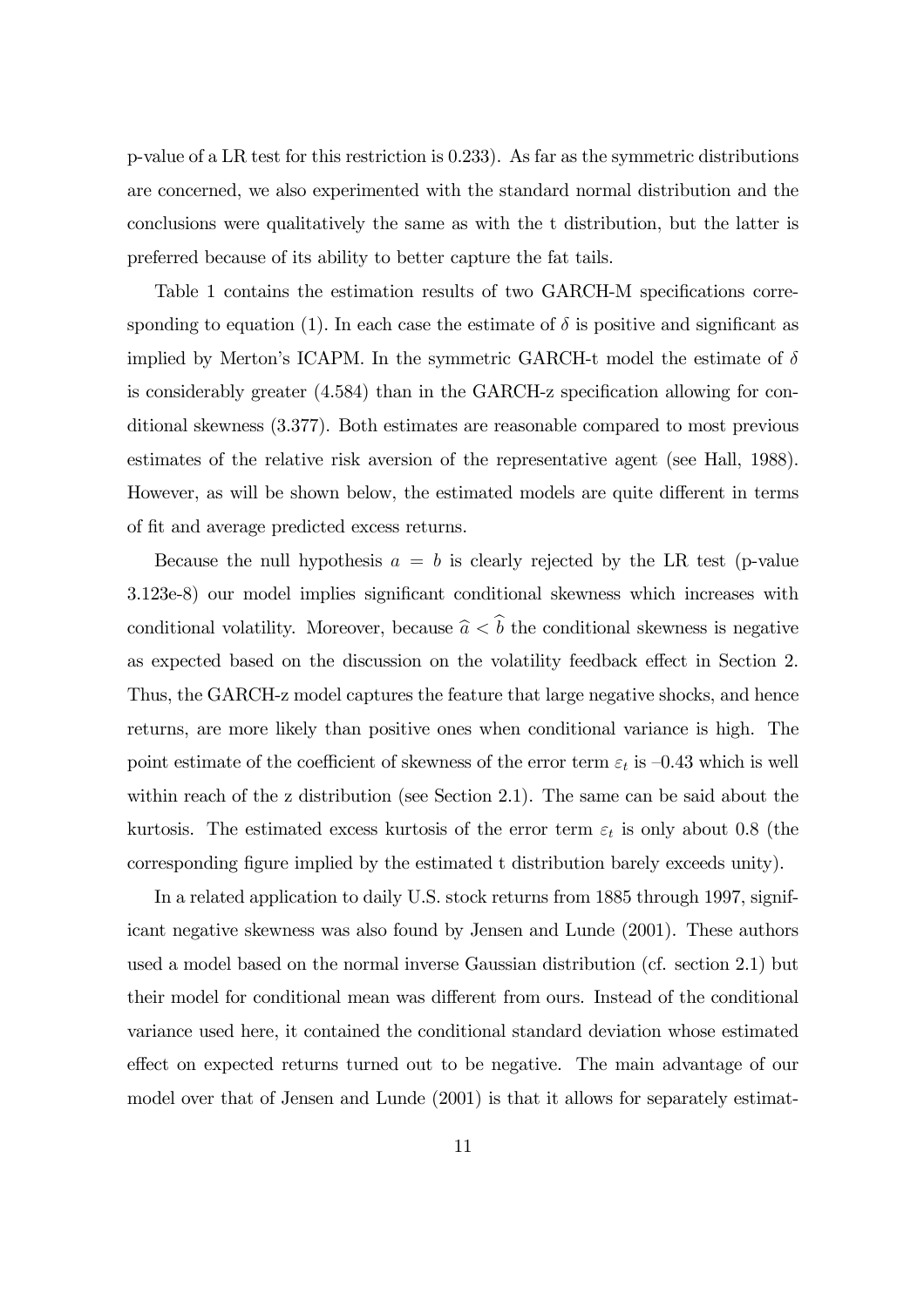p-value of a LR test for this restriction is 0.233). As far as the symmetric distributions are concerned, we also experimented with the standard normal distribution and the conclusions were qualitatively the same as with the t distribution, but the latter is preferred because of its ability to better capture the fat tails.

Table 1 contains the estimation results of two GARCH-M specifications corresponding to equation (1). In each case the estimate of $\delta$ is positive and significant as implied by Merton's ICAPM. In the symmetric GARCH-t model the estimate of $\delta$ is considerably greater (4.584) than in the GARCH-z specification allowing for conditional skewness (3.377). Both estimates are reasonable compared to most previous estimates of the relative risk aversion of the representative agent (see Hall, 1988). However, as will be shown below, the estimated models are quite different in terms of fit and average predicted excess returns.

Because the null hypothesis $a = b$ is clearly rejected by the LR test (p-value 3.123e-8) our model implies significant conditional skewness which increases with conditional volatility. Moreover, because $\widehat{a} < \widehat{b}$ the conditional skewness is negative as expected based on the discussion on the volatility feedback effect in Section 2. Thus, the GARCH-z model captures the feature that large negative shocks, and hence returns, are more likely than positive ones when conditional variance is high. The point estimate of the coefficient of skewness of the error term $\varepsilon_t$ is –0.43 which is well within reach of the z distribution (see Section 2.1). The same can be said about the kurtosis. The estimated excess kurtosis of the error term $\varepsilon_t$ is only about 0.8 (the corresponding figure implied by the estimated t distribution barely exceeds unity).

In a related application to daily U.S. stock returns from 1885 through 1997, significant negative skewness was also found by Jensen and Lunde (2001). These authors used a model based on the normal inverse Gaussian distribution (cf. section 2.1) but their model for conditional mean was different from ours. Instead of the conditional variance used here, it contained the conditional standard deviation whose estimated effect on expected returns turned out to be negative. The main advantage of our model over that of Jensen and Lunde (2001) is that it allows for separately estimat-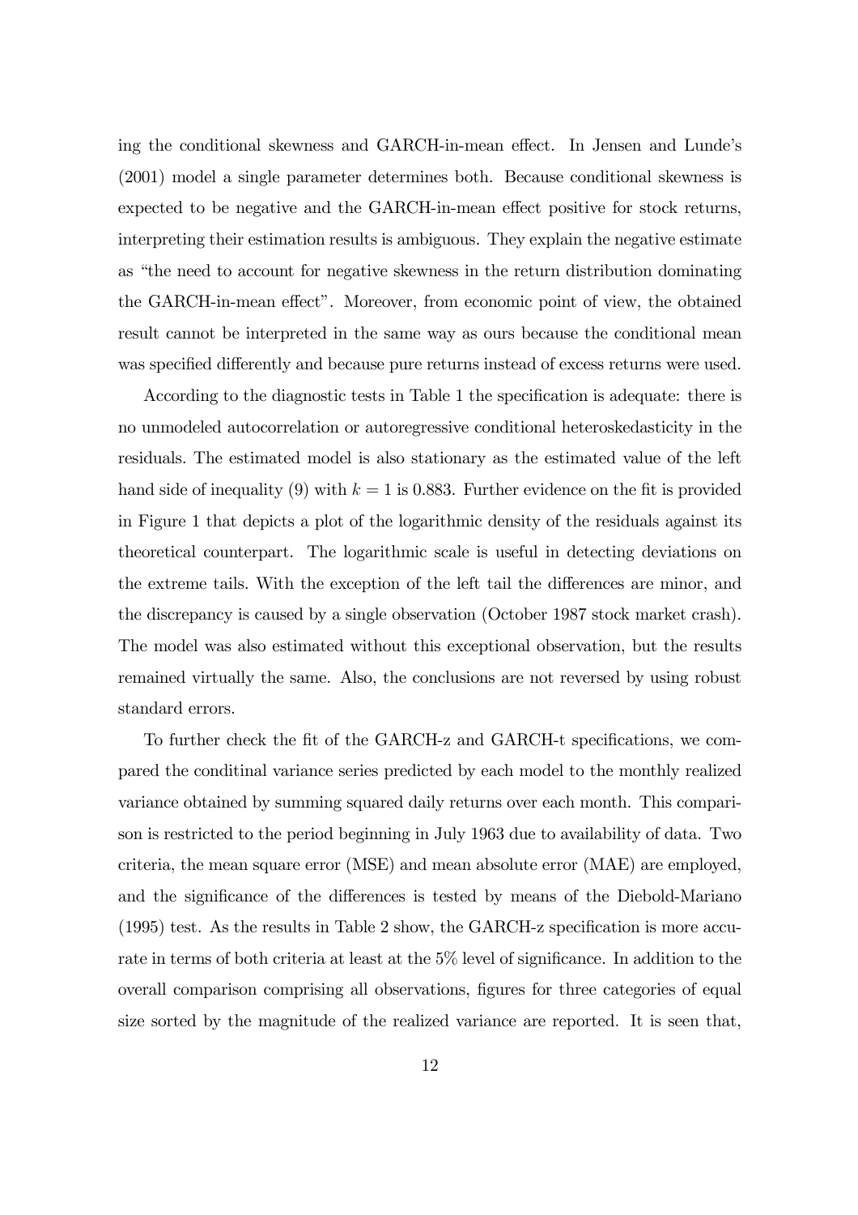ing the conditional skewness and GARCH-in-mean effect. In Jensen and Lunde's (2001) model a single parameter determines both. Because conditional skewness is expected to be negative and the GARCH-in-mean effect positive for stock returns, interpreting their estimation results is ambiguous. They explain the negative estimate as "the need to account for negative skewness in the return distribution dominating the GARCH-in-mean effect". Moreover, from economic point of view, the obtained result cannot be interpreted in the same way as ours because the conditional mean was specified differently and because pure returns instead of excess returns were used.

According to the diagnostic tests in Table 1 the specification is adequate: there is no unmodeled autocorrelation or autoregressive conditional heteroskedasticity in the residuals. The estimated model is also stationary as the estimated value of the left hand side of inequality (9) with $k = 1$ is 0.883. Further evidence on the fit is provided in Figure 1 that depicts a plot of the logarithmic density of the residuals against its theoretical counterpart. The logarithmic scale is useful in detecting deviations on the extreme tails. With the exception of the left tail the differences are minor, and the discrepancy is caused by a single observation (October 1987 stock market crash). The model was also estimated without this exceptional observation, but the results remained virtually the same. Also, the conclusions are not reversed by using robust standard errors.

To further check the fit of the GARCH-z and GARCH-t specifications, we compared the conditinal variance series predicted by each model to the monthly realized variance obtained by summing squared daily returns over each month. This comparison is restricted to the period beginning in July 1963 due to availability of data. Two criteria, the mean square error (MSE) and mean absolute error (MAE) are employed, and the significance of the differences is tested by means of the Diebold-Mariano (1995) test. As the results in Table 2 show, the GARCH-z specification is more accurate in terms of both criteria at least at the 5% level of significance. In addition to the overall comparison comprising all observations, figures for three categories of equal size sorted by the magnitude of the realized variance are reported. It is seen that,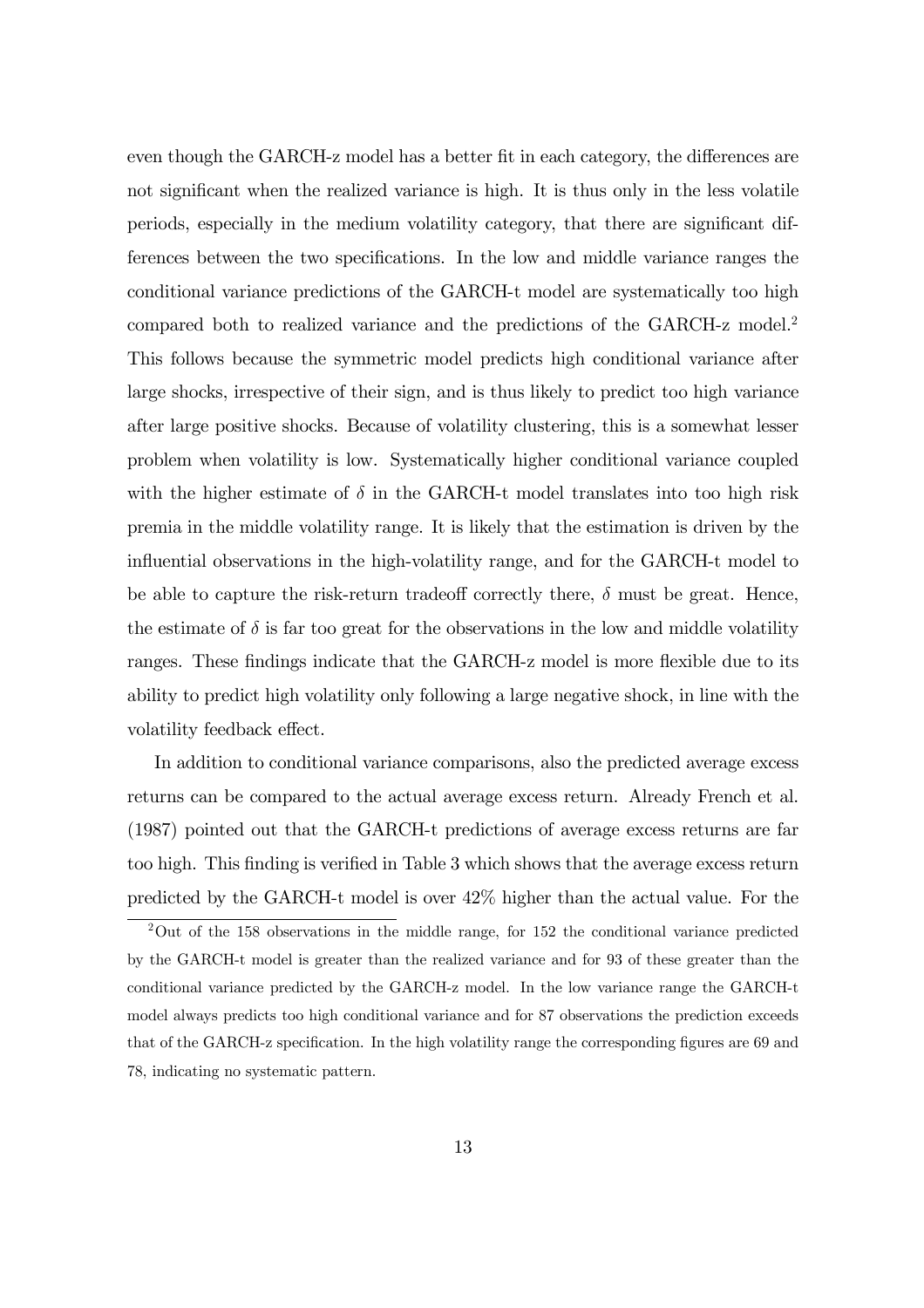even though the GARCH-z model has a better fit in each category, the differences are not significant when the realized variance is high. It is thus only in the less volatile periods, especially in the medium volatility category, that there are significant differences between the two specifications. In the low and middle variance ranges the conditional variance predictions of the GARCH-t model are systematically too high compared both to realized variance and the predictions of the GARCH-z model.[2] This follows because the symmetric model predicts high conditional variance after large shocks, irrespective of their sign, and is thus likely to predict too high variance after large positive shocks. Because of volatility clustering, this is a somewhat lesser problem when volatility is low. Systematically higher conditional variance coupled with the higher estimate of $\delta$ in the GARCH-t model translates into too high risk premia in the middle volatility range. It is likely that the estimation is driven by the influential observations in the high-volatility range, and for the GARCH-t model to be able to capture the risk-return tradeoff correctly there, $\delta$ must be great. Hence, the estimate of $\delta$ is far too great for the observations in the low and middle volatility ranges. These findings indicate that the GARCH-z model is more flexible due to its ability to predict high volatility only following a large negative shock, in line with the volatility feedback effect.

In addition to conditional variance comparisons, also the predicted average excess returns can be compared to the actual average excess return. Already French et al. (1987) pointed out that the GARCH-t predictions of average excess returns are far too high. This finding is verified in Table 3 which shows that the average excess return predicted by the GARCH-t model is over 42% higher than the actual value. For the

[2] Out of the 158 observations in the middle range, for 152 the conditional variance predicted by the GARCH-t model is greater than the realized variance and for 93 of these greater than the conditional variance predicted by the GARCH-z model. In the low variance range the GARCH-t model always predicts too high conditional variance and for 87 observations the prediction exceeds that of the GARCH-z specification. In the high volatility range the corresponding figures are 69 and 78, indicating no systematic pattern.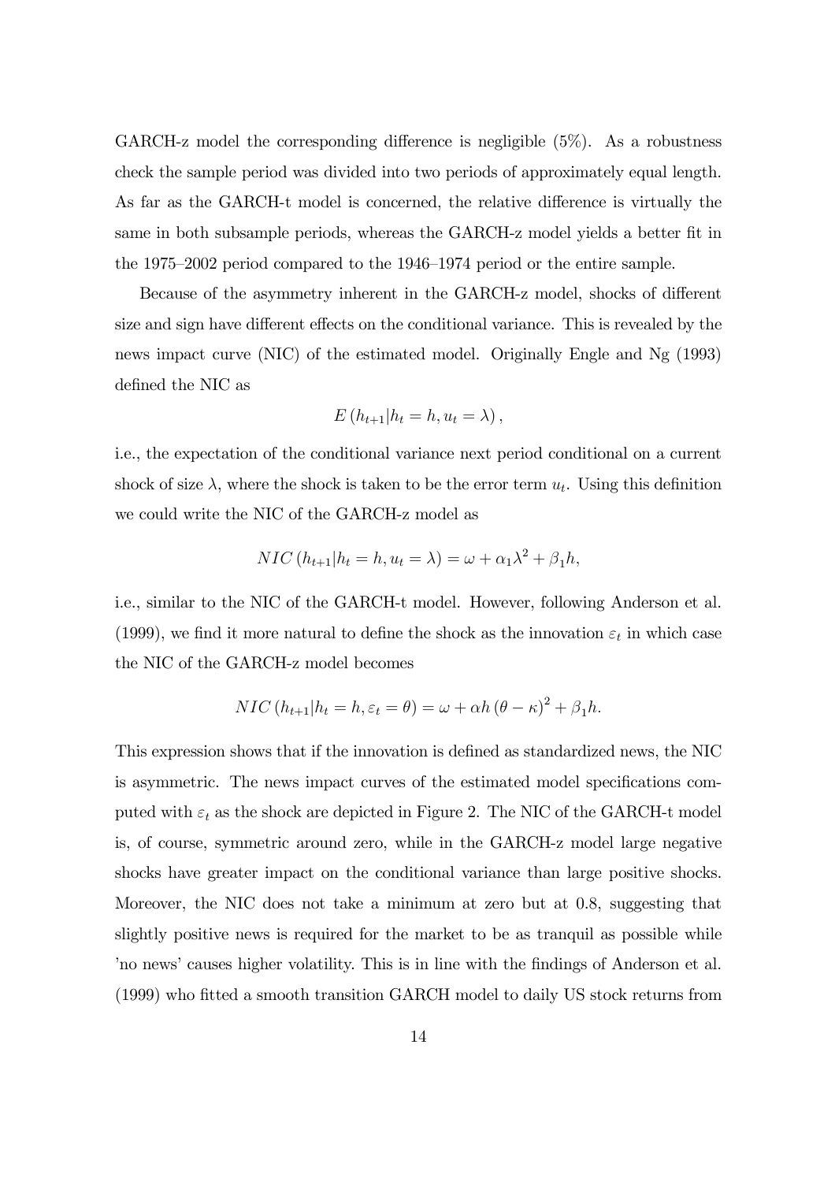GARCH-z model the corresponding difference is negligible (5%). As a robustness check the sample period was divided into two periods of approximately equal length. As far as the GARCH-t model is concerned, the relative difference is virtually the same in both subsample periods, whereas the GARCH-z model yields a better fit in the 1975–2002 period compared to the 1946–1974 period or the entire sample.

Because of the asymmetry inherent in the GARCH-z model, shocks of different size and sign have different effects on the conditional variance. This is revealed by the news impact curve (NIC) of the estimated model. Originally Engle and Ng (1993) defined the NIC as

$$E\left(h_{t+1}|h_t = h, u_t = \lambda\right),$$

i.e., the expectation of the conditional variance next period conditional on a current shock of size $\lambda$, where the shock is taken to be the error term $u_t$. Using this definition we could write the NIC of the GARCH-z model as

$$NIC\left(h_{t+1}|h_t = h, u_t = \lambda\right) = \omega + \alpha_1 \lambda^2 + \beta_1 h,$$

i.e., similar to the NIC of the GARCH-t model. However, following Anderson et al. (1999), we find it more natural to define the shock as the innovation $\varepsilon_t$ in which case the NIC of the GARCH-z model becomes

$$NIC\left(h_{t+1}|h_t = h, \varepsilon_t = \theta\right) = \omega + \alpha h \left(\theta - \kappa\right)^2 + \beta_1 h.$$

This expression shows that if the innovation is defined as standardized news, the NIC is asymmetric. The news impact curves of the estimated model specifications computed with $\varepsilon_t$ as the shock are depicted in Figure 2. The NIC of the GARCH-t model is, of course, symmetric around zero, while in the GARCH-z model large negative shocks have greater impact on the conditional variance than large positive shocks. Moreover, the NIC does not take a minimum at zero but at 0.8, suggesting that slightly positive news is required for the market to be as tranquil as possible while 'no news' causes higher volatility. This is in line with the findings of Anderson et al. (1999) who fitted a smooth transition GARCH model to daily US stock returns from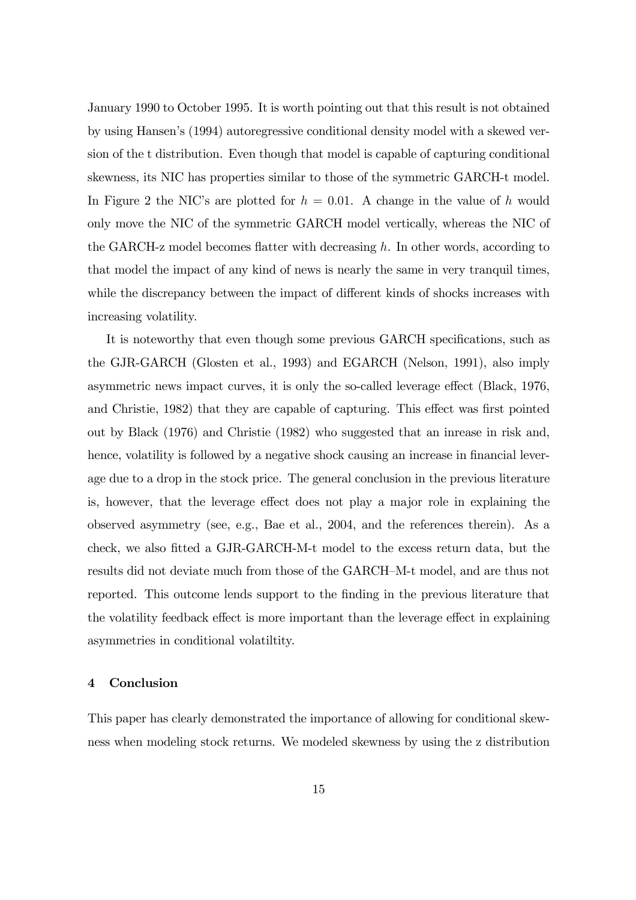January 1990 to October 1995. It is worth pointing out that this result is not obtained by using Hansen's (1994) autoregressive conditional density model with a skewed version of the t distribution. Even though that model is capable of capturing conditional skewness, its NIC has properties similar to those of the symmetric GARCH-t model. In Figure 2 the NIC's are plotted for $h = 0.01$. A change in the value of $h$ would only move the NIC of the symmetric GARCH model vertically, whereas the NIC of the GARCH-z model becomes flatter with decreasing $h$. In other words, according to that model the impact of any kind of news is nearly the same in very tranquil times, while the discrepancy between the impact of different kinds of shocks increases with increasing volatility.

It is noteworthy that even though some previous GARCH specifications, such as the GJR-GARCH (Glosten et al., 1993) and EGARCH (Nelson, 1991), also imply asymmetric news impact curves, it is only the so-called leverage effect (Black, 1976, and Christie, 1982) that they are capable of capturing. This effect was first pointed out by Black (1976) and Christie (1982) who suggested that an inrease in risk and, hence, volatility is followed by a negative shock causing an increase in financial leverage due to a drop in the stock price. The general conclusion in the previous literature is, however, that the leverage effect does not play a major role in explaining the observed asymmetry (see, e.g., Bae et al., 2004, and the references therein). As a check, we also fitted a GJR-GARCH-M-t model to the excess return data, but the results did not deviate much from those of the GARCH–M-t model, and are thus not reported. This outcome lends support to the finding in the previous literature that the volatility feedback effect is more important than the leverage effect in explaining asymmetries in conditional volatiltity.

## 4 Conclusion

This paper has clearly demonstrated the importance of allowing for conditional skewness when modeling stock returns. We modeled skewness by using the z distribution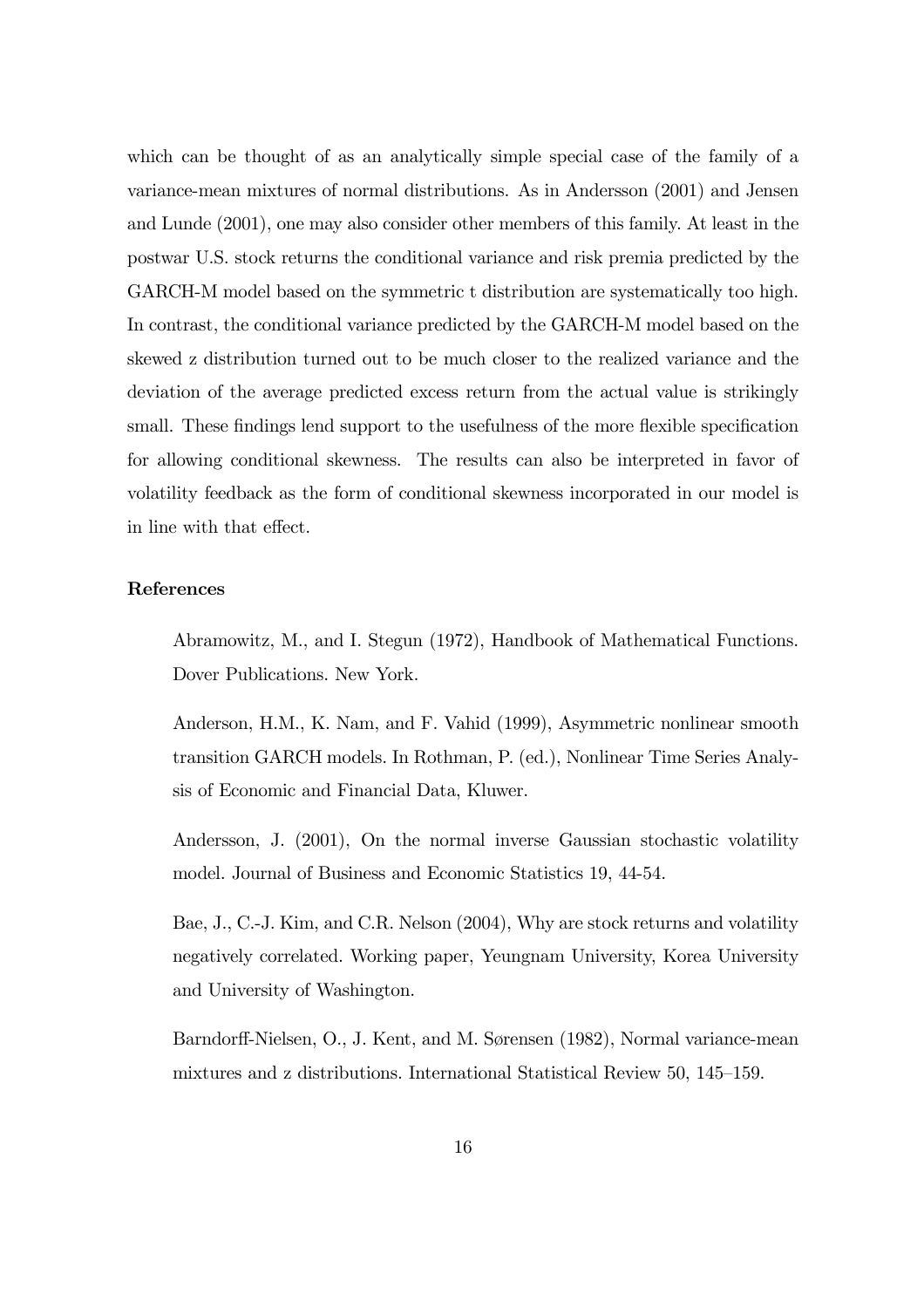which can be thought of as an analytically simple special case of the family of a variance-mean mixtures of normal distributions. As in Andersson (2001) and Jensen and Lunde (2001), one may also consider other members of this family. At least in the postwar U.S. stock returns the conditional variance and risk premia predicted by the GARCH-M model based on the symmetric t distribution are systematically too high. In contrast, the conditional variance predicted by the GARCH-M model based on the skewed z distribution turned out to be much closer to the realized variance and the deviation of the average predicted excess return from the actual value is strikingly small. These findings lend support to the usefulness of the more flexible specification for allowing conditional skewness. The results can also be interpreted in favor of volatility feedback as the form of conditional skewness incorporated in our model is in line with that effect.

**References**

Abramowitz, M., and I. Stegun (1972), Handbook of Mathematical Functions. Dover Publications. New York.

Anderson, H.M., K. Nam, and F. Vahid (1999), Asymmetric nonlinear smooth transition GARCH models. In Rothman, P. (ed.), Nonlinear Time Series Analysis of Economic and Financial Data, Kluwer.

Andersson, J. (2001), On the normal inverse Gaussian stochastic volatility model. Journal of Business and Economic Statistics 19, 44-54.

Bae, J., C.-J. Kim, and C.R. Nelson (2004), Why are stock returns and volatility negatively correlated. Working paper, Yeungnam University, Korea University and University of Washington.

Barndorff-Nielsen, O., J. Kent, and M. Sørensen (1982), Normal variance-mean mixtures and z distributions. International Statistical Review 50, 145–159.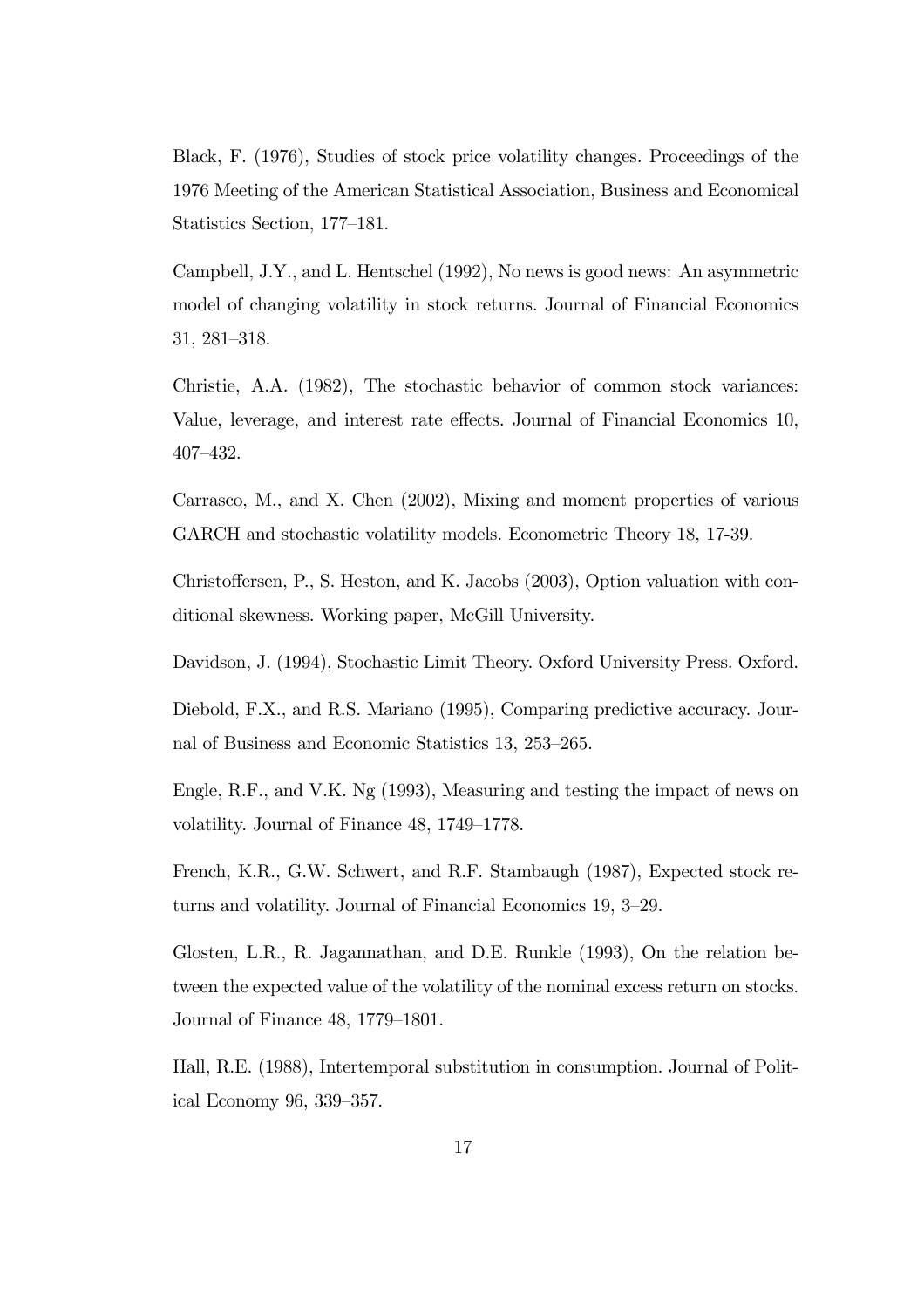Black, F. (1976), Studies of stock price volatility changes. Proceedings of the 1976 Meeting of the American Statistical Association, Business and Economical Statistics Section, 177–181.

Campbell, J.Y., and L. Hentschel (1992), No news is good news: An asymmetric model of changing volatility in stock returns. Journal of Financial Economics 31, 281–318.

Christie, A.A. (1982), The stochastic behavior of common stock variances: Value, leverage, and interest rate effects. Journal of Financial Economics 10, 407–432.

Carrasco, M., and X. Chen (2002), Mixing and moment properties of various GARCH and stochastic volatility models. Econometric Theory 18, 17-39.

Christoffersen, P., S. Heston, and K. Jacobs (2003), Option valuation with conditional skewness. Working paper, McGill University.

Davidson, J. (1994), Stochastic Limit Theory. Oxford University Press. Oxford.

Diebold, F.X., and R.S. Mariano (1995), Comparing predictive accuracy. Journal of Business and Economic Statistics 13, 253–265.

Engle, R.F., and V.K. Ng (1993), Measuring and testing the impact of news on volatility. Journal of Finance 48, 1749–1778.

French, K.R., G.W. Schwert, and R.F. Stambaugh (1987), Expected stock returns and volatility. Journal of Financial Economics 19, 3–29.

Glosten, L.R., R. Jagannathan, and D.E. Runkle (1993), On the relation between the expected value of the volatility of the nominal excess return on stocks. Journal of Finance 48, 1779–1801.

Hall, R.E. (1988), Intertemporal substitution in consumption. Journal of Political Economy 96, 339–357.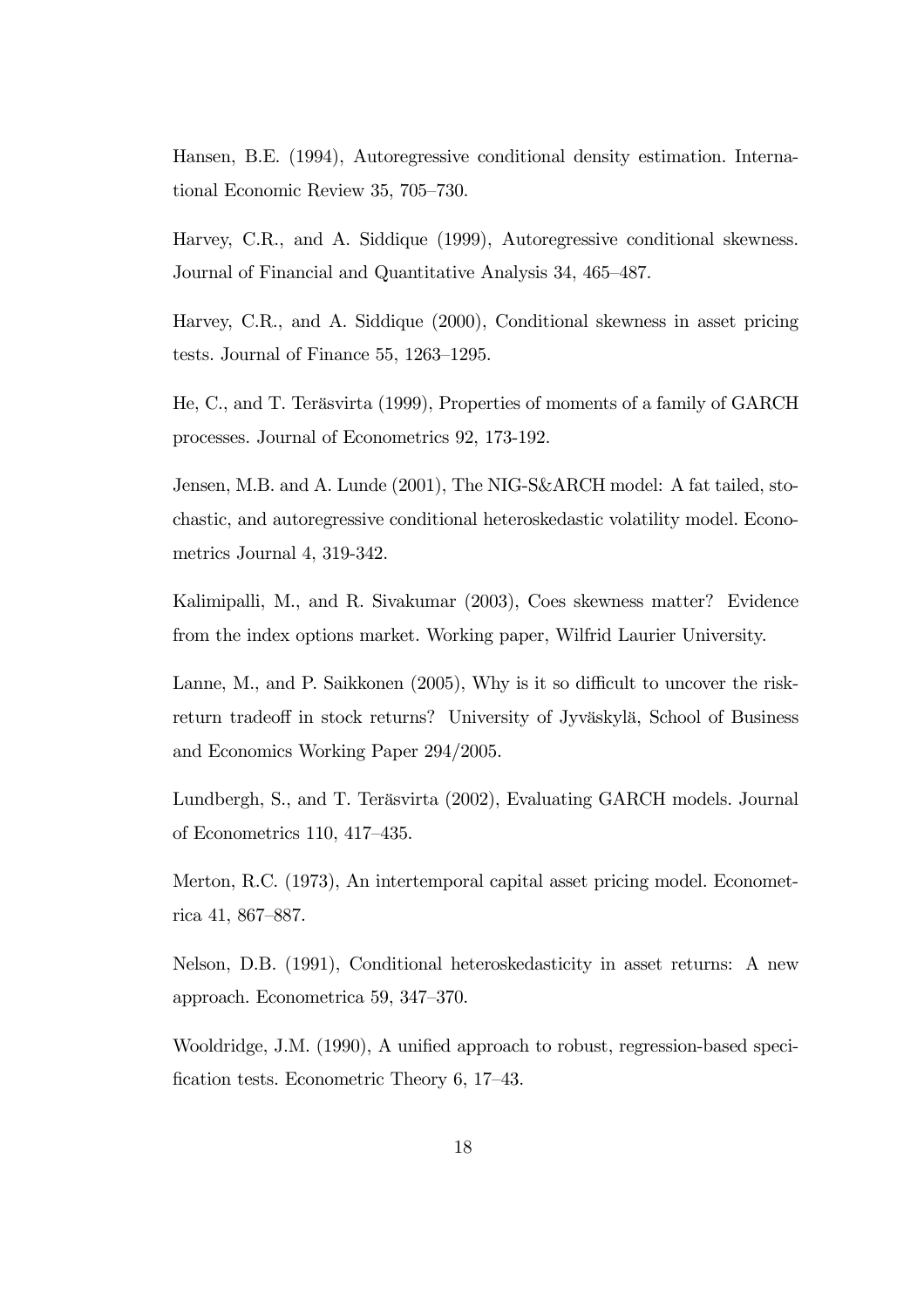Hansen, B.E. (1994), Autoregressive conditional density estimation. International Economic Review 35, 705–730.

Harvey, C.R., and A. Siddique (1999), Autoregressive conditional skewness. Journal of Financial and Quantitative Analysis 34, 465–487.

Harvey, C.R., and A. Siddique (2000), Conditional skewness in asset pricing tests. Journal of Finance 55, 1263–1295.

He, C., and T. Teräsvirta (1999), Properties of moments of a family of GARCH processes. Journal of Econometrics 92, 173-192.

Jensen, M.B. and A. Lunde (2001), The NIG-S&ARCH model: A fat tailed, stochastic, and autoregressive conditional heteroskedastic volatility model. Econometrics Journal 4, 319-342.

Kalimipalli, M., and R. Sivakumar (2003), Coes skewness matter? Evidence from the index options market. Working paper, Wilfrid Laurier University.

Lanne, M., and P. Saikkonen (2005), Why is it so difficult to uncover the risk-return tradeoff in stock returns? University of Jyväskylä, School of Business and Economics Working Paper 294/2005.

Lundbergh, S., and T. Teräsvirta (2002), Evaluating GARCH models. Journal of Econometrics 110, 417–435.

Merton, R.C. (1973), An intertemporal capital asset pricing model. Econometrica 41, 867–887.

Nelson, D.B. (1991), Conditional heteroskedasticity in asset returns: A new approach. Econometrica 59, 347–370.

Wooldridge, J.M. (1990), A unified approach to robust, regression-based specification tests. Econometric Theory 6, 17–43.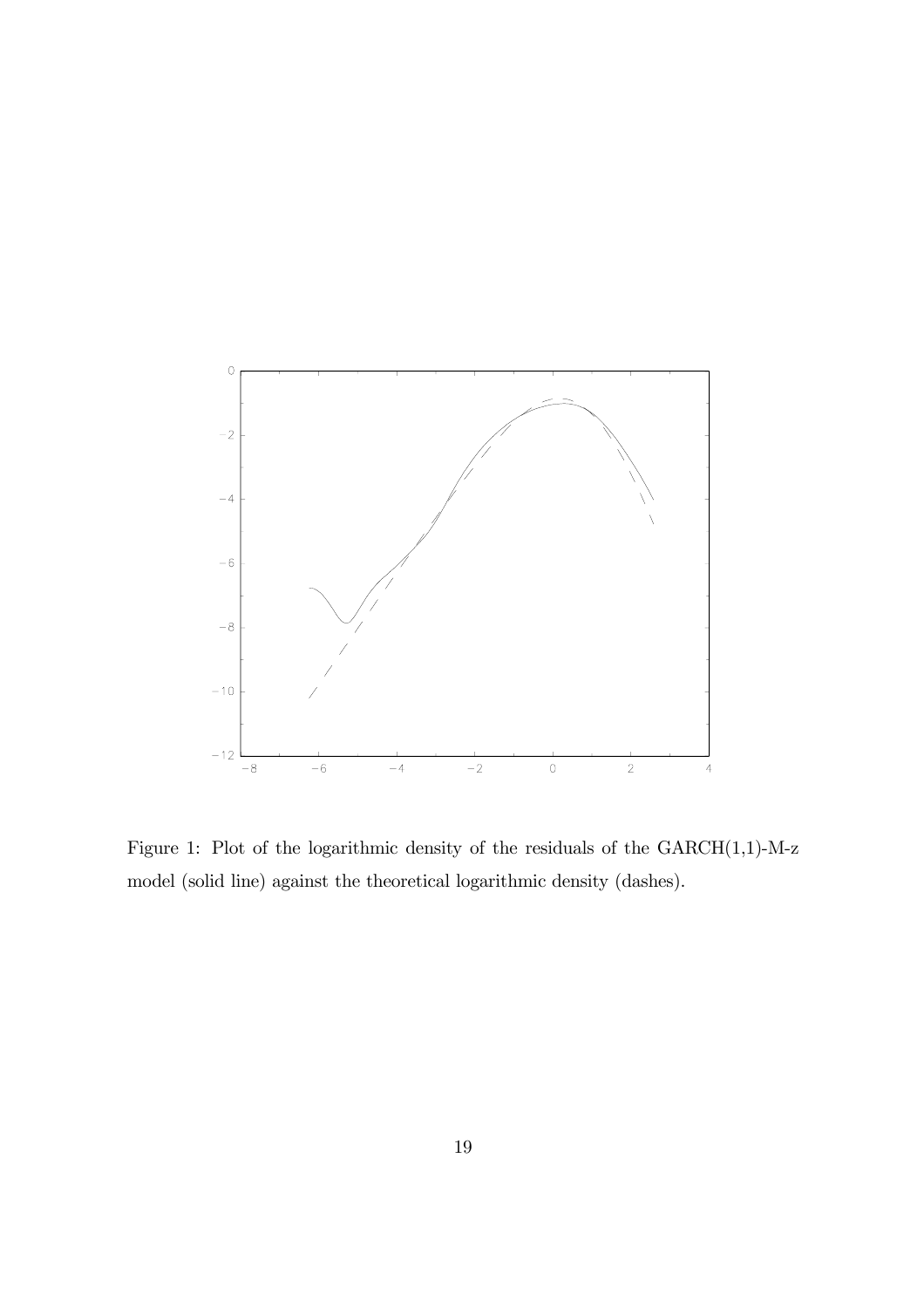Figure 1: Plot of the logarithmic density of the residuals of the GARCH(1,1)-M-z model (solid line) against the theoretical logarithmic density (dashes).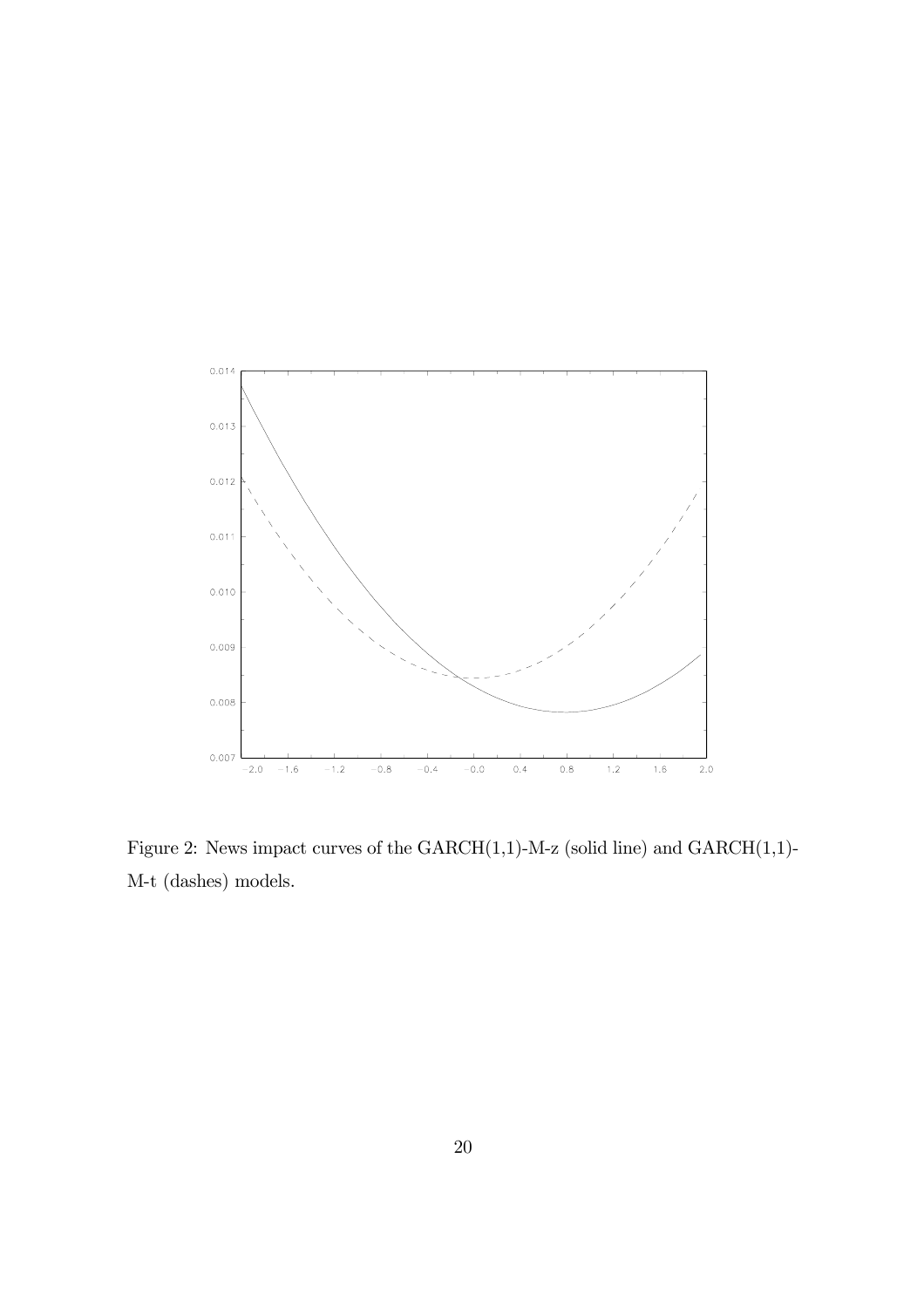Figure 2: News impact curves of the GARCH(1,1)-M-z (solid line) and GARCH(1,1)-M-t (dashes) models.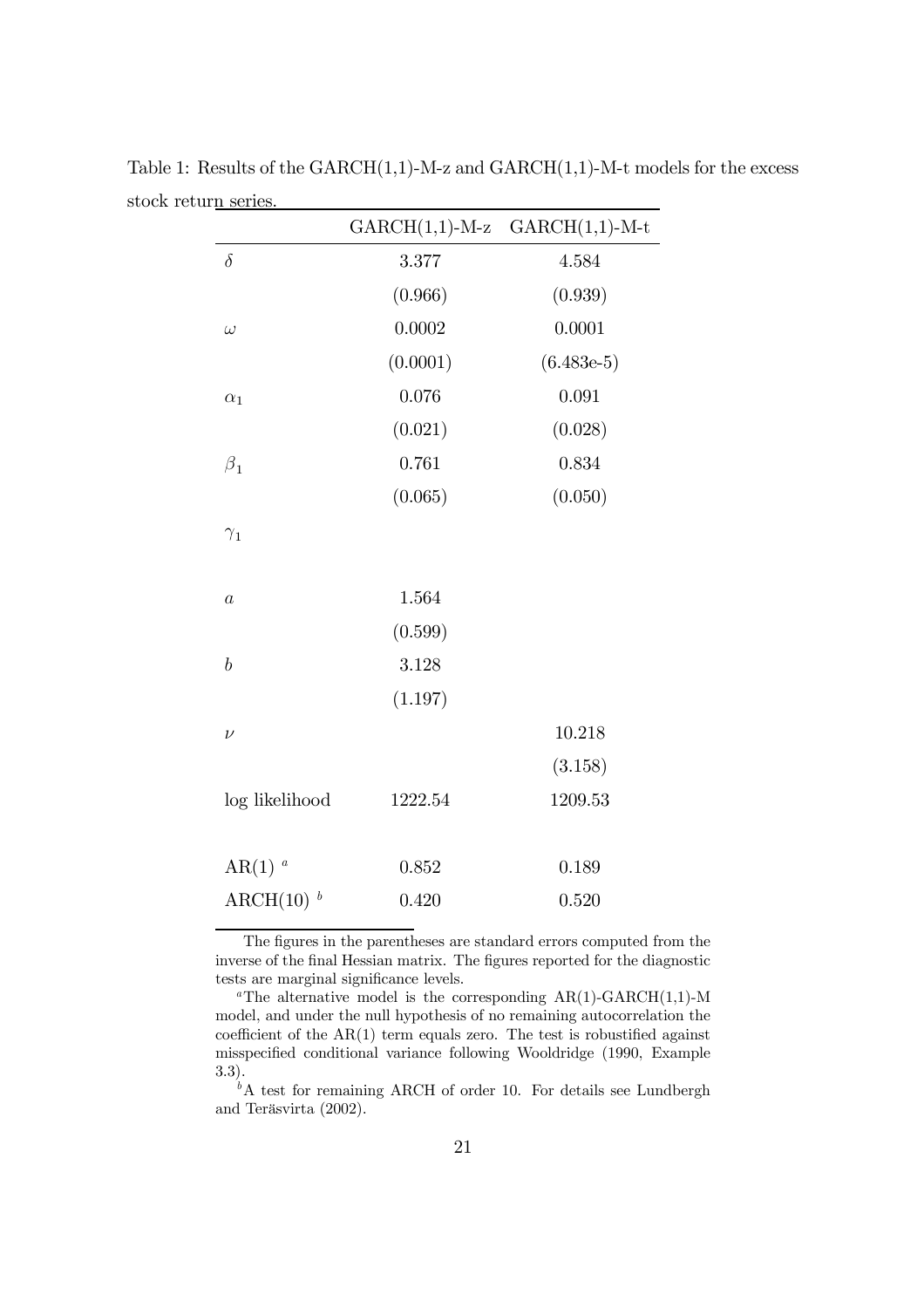Table 1: Results of the GARCH(1,1)-M-z and GARCH(1,1)-M-t models for the excess stock return series.

| | GARCH(1,1)-M-z | GARCH(1,1)-M-t |
|---|---|---|
| $\delta$ | 3.377 | 4.584 |
| | (0.966) | (0.939) |
| $\omega$ | 0.0002 | 0.0001 |
| | (0.0001) | (6.483e-5) |
| $\alpha_1$ | 0.076 | 0.091 |
| | (0.021) | (0.028) |
| $\beta_1$ | 0.761 | 0.834 |
| | (0.065) | (0.050) |
| $\gamma_1$ | | |
| | | |
| $a$ | 1.564 | |
| | (0.599) | |
| $b$ | 3.128 | |
| | (1.197) | |
| $\nu$ | | 10.218 |
| | | (3.158) |
| log likelihood | 1222.54 | 1209.53 |
| | | |
| AR(1) [a] | 0.852 | 0.189 |
| ARCH(10) [b] | 0.420 | 0.520 |

The figures in the parentheses are standard errors computed from the inverse of the final Hessian matrix. The figures reported for the diagnostic tests are marginal significance levels.

[a] The alternative model is the corresponding AR(1)-GARCH(1,1)-M model, and under the null hypothesis of no remaining autocorrelation the coefficient of the AR(1) term equals zero. The test is robustified against misspecified conditional variance following Wooldridge (1990, Example 3.3).

[b] A test for remaining ARCH of order 10. For details see Lundbergh and Teräsvirta (2002).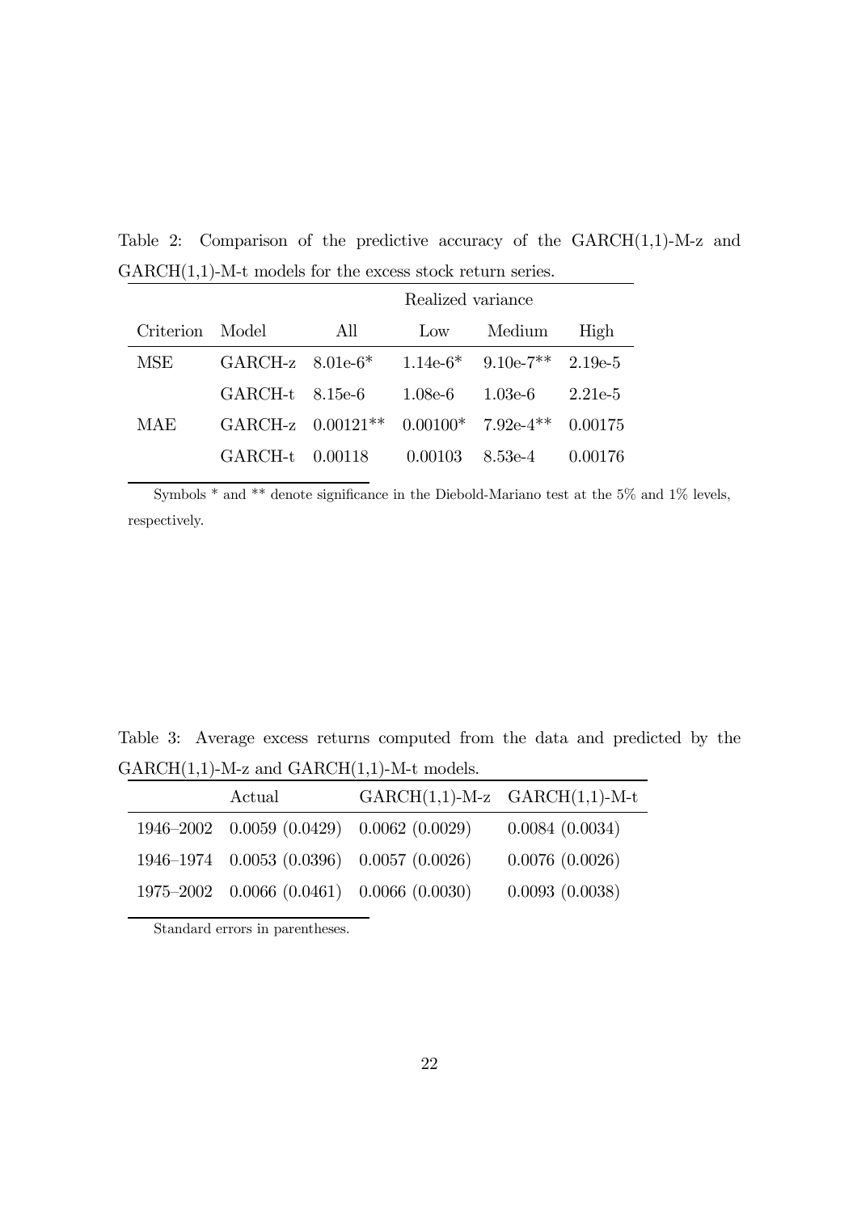Table 2: Comparison of the predictive accuracy of the GARCH(1,1)-M-z and GARCH(1,1)-M-t models for the excess stock return series.

| | | Realized variance | | | |
|---|---|---|---|---|---|
| Criterion | Model | All | Low | Medium | High |
| MSE | GARCH-z | 8.01e-6* | 1.14e-6* | 9.10e-7** | 2.19e-5 |
| | GARCH-t | 8.15e-6 | 1.08e-6 | 1.03e-6 | 2.21e-5 |
| MAE | GARCH-z | 0.00121** | 0.00100* | 7.92e-4** | 0.00175 |
| | GARCH-t | 0.00118 | 0.00103 | 8.53e-4 | 0.00176 |

Symbols * and ** denote significance in the Diebold-Mariano test at the 5% and 1% levels, respectively.

Table 3: Average excess returns computed from the data and predicted by the GARCH(1,1)-M-z and GARCH(1,1)-M-t models.

| | Actual | GARCH(1,1)-M-z | GARCH(1,1)-M-t |
|---|---|---|---|
| 1946–2002 | 0.0059 (0.0429) | 0.0062 (0.0029) | 0.0084 (0.0034) |
| 1946–1974 | 0.0053 (0.0396) | 0.0057 (0.0026) | 0.0076 (0.0026) |
| 1975–2002 | 0.0066 (0.0461) | 0.0066 (0.0030) | 0.0093 (0.0038) |

Standard errors in parentheses.